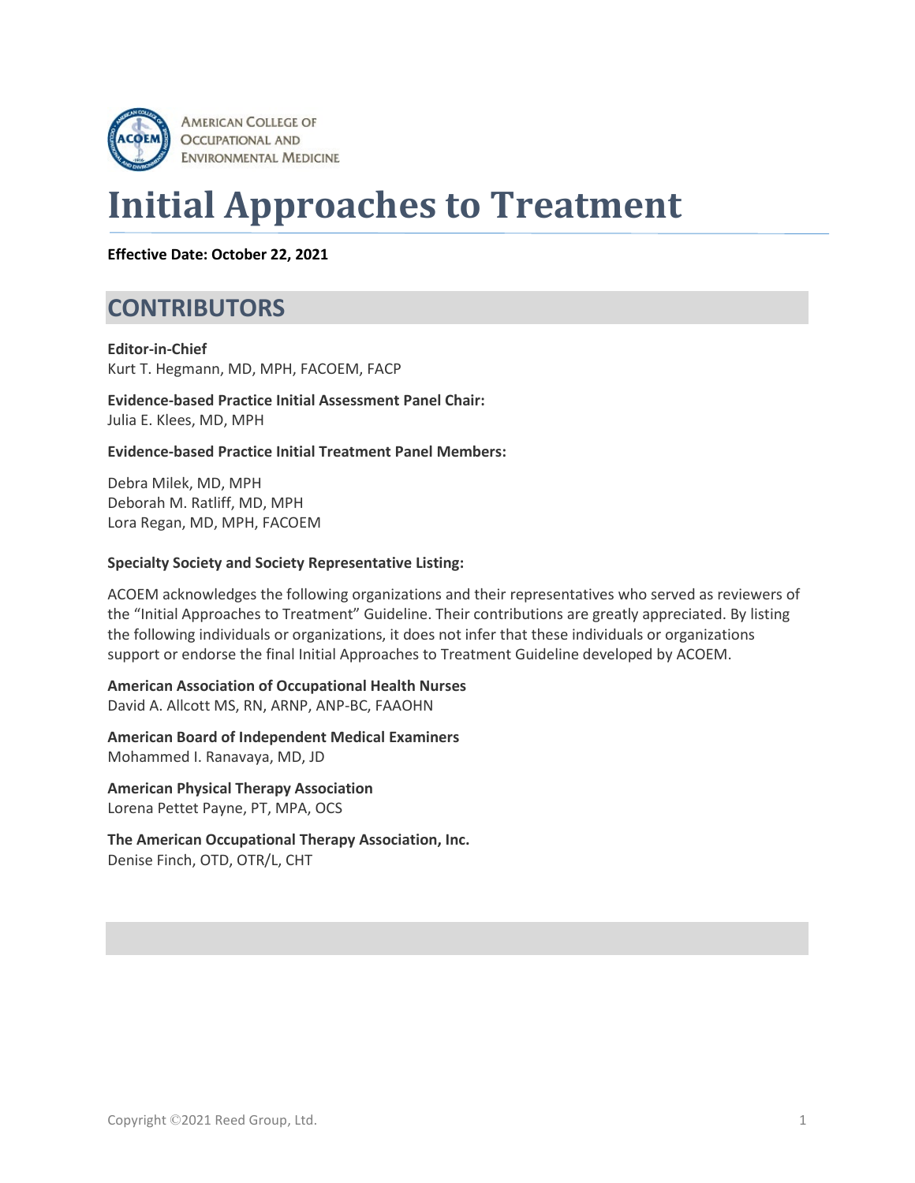AMERICAN COLLEGE OF OCCUPATIONAL AND ENVIRONMENTAL MEDICINE

# Initial Approaches to Treatment

**Effective Date: October 22, 2021**

## CONTRIBUTORS

**Editor-in-Chief**
Kurt T. Hegmann, MD, MPH, FACOEM, FACP

**Evidence-based Practice Initial Assessment Panel Chair:**
Julia E. Klees, MD, MPH

**Evidence-based Practice Initial Treatment Panel Members:**

Debra Milek, MD, MPH
Deborah M. Ratliff, MD, MPH
Lora Regan, MD, MPH, FACOEM

**Specialty Society and Society Representative Listing:**

ACOEM acknowledges the following organizations and their representatives who served as reviewers of the "Initial Approaches to Treatment" Guideline. Their contributions are greatly appreciated. By listing the following individuals or organizations, it does not infer that these individuals or organizations support or endorse the final Initial Approaches to Treatment Guideline developed by ACOEM.

**American Association of Occupational Health Nurses**
David A. Allcott MS, RN, ARNP, ANP-BC, FAAOHN

**American Board of Independent Medical Examiners**
Mohammed I. Ranavaya, MD, JD

**American Physical Therapy Association**
Lorena Pettet Payne, PT, MPA, OCS

**The American Occupational Therapy Association, Inc.**
Denise Finch, OTD, OTR/L, CHT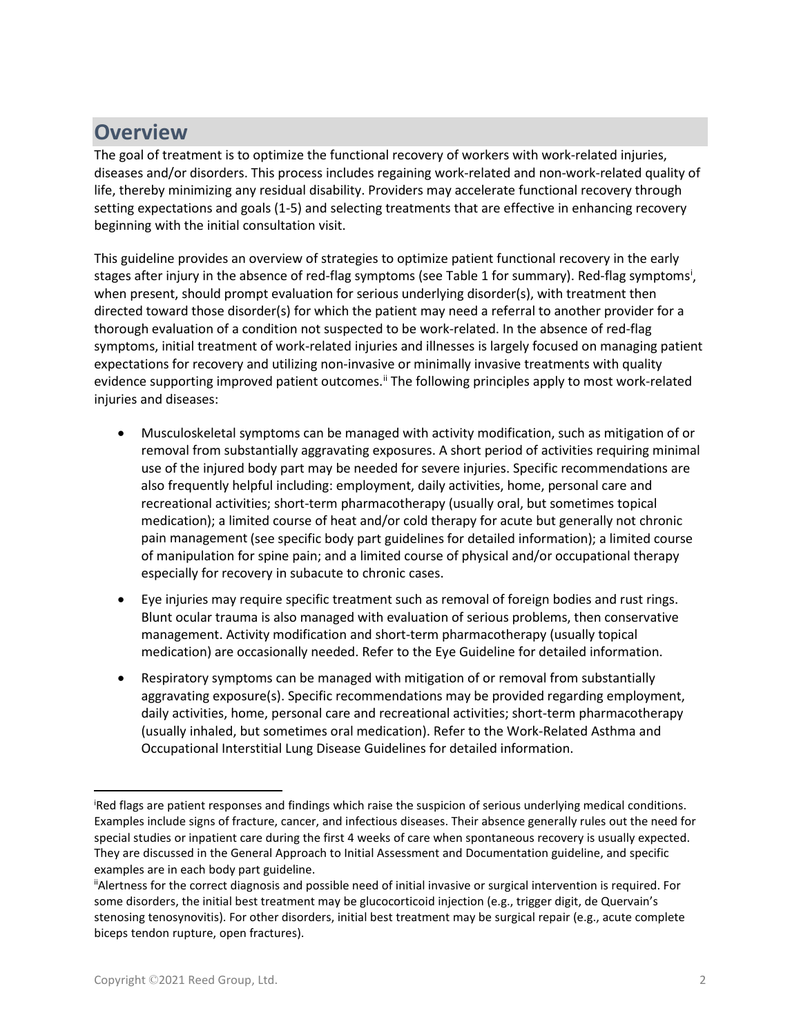## Overview

The goal of treatment is to optimize the functional recovery of workers with work-related injuries, diseases and/or disorders. This process includes regaining work-related and non-work-related quality of life, thereby minimizing any residual disability. Providers may accelerate functional recovery through setting expectations and goals (1-5) and selecting treatments that are effective in enhancing recovery beginning with the initial consultation visit.

This guideline provides an overview of strategies to optimize patient functional recovery in the early stages after injury in the absence of red-flag symptoms (see Table 1 for summary). Red-flag symptoms[i], when present, should prompt evaluation for serious underlying disorder(s), with treatment then directed toward those disorder(s) for which the patient may need a referral to another provider for a thorough evaluation of a condition not suspected to be work-related. In the absence of red-flag symptoms, initial treatment of work-related injuries and illnesses is largely focused on managing patient expectations for recovery and utilizing non-invasive or minimally invasive treatments with quality evidence supporting improved patient outcomes.[ii] The following principles apply to most work-related injuries and diseases:

- Musculoskeletal symptoms can be managed with activity modification, such as mitigation of or removal from substantially aggravating exposures. A short period of activities requiring minimal use of the injured body part may be needed for severe injuries. Specific recommendations are also frequently helpful including: employment, daily activities, home, personal care and recreational activities; short-term pharmacotherapy (usually oral, but sometimes topical medication); a limited course of heat and/or cold therapy for acute but generally not chronic pain management (see specific body part guidelines for detailed information); a limited course of manipulation for spine pain; and a limited course of physical and/or occupational therapy especially for recovery in subacute to chronic cases.
- Eye injuries may require specific treatment such as removal of foreign bodies and rust rings. Blunt ocular trauma is also managed with evaluation of serious problems, then conservative management. Activity modification and short-term pharmacotherapy (usually topical medication) are occasionally needed. Refer to the Eye Guideline for detailed information.
- Respiratory symptoms can be managed with mitigation of or removal from substantially aggravating exposure(s). Specific recommendations may be provided regarding employment, daily activities, home, personal care and recreational activities; short-term pharmacotherapy (usually inhaled, but sometimes oral medication). Refer to the Work-Related Asthma and Occupational Interstitial Lung Disease Guidelines for detailed information.

---

[i]Red flags are patient responses and findings which raise the suspicion of serious underlying medical conditions. Examples include signs of fracture, cancer, and infectious diseases. Their absence generally rules out the need for special studies or inpatient care during the first 4 weeks of care when spontaneous recovery is usually expected. They are discussed in the General Approach to Initial Assessment and Documentation guideline, and specific examples are in each body part guideline.

[ii]Alertness for the correct diagnosis and possible need of initial invasive or surgical intervention is required. For some disorders, the initial best treatment may be glucocorticoid injection (e.g., trigger digit, de Quervain's stenosing tenosynovitis). For other disorders, initial best treatment may be surgical repair (e.g., acute complete biceps tendon rupture, open fractures).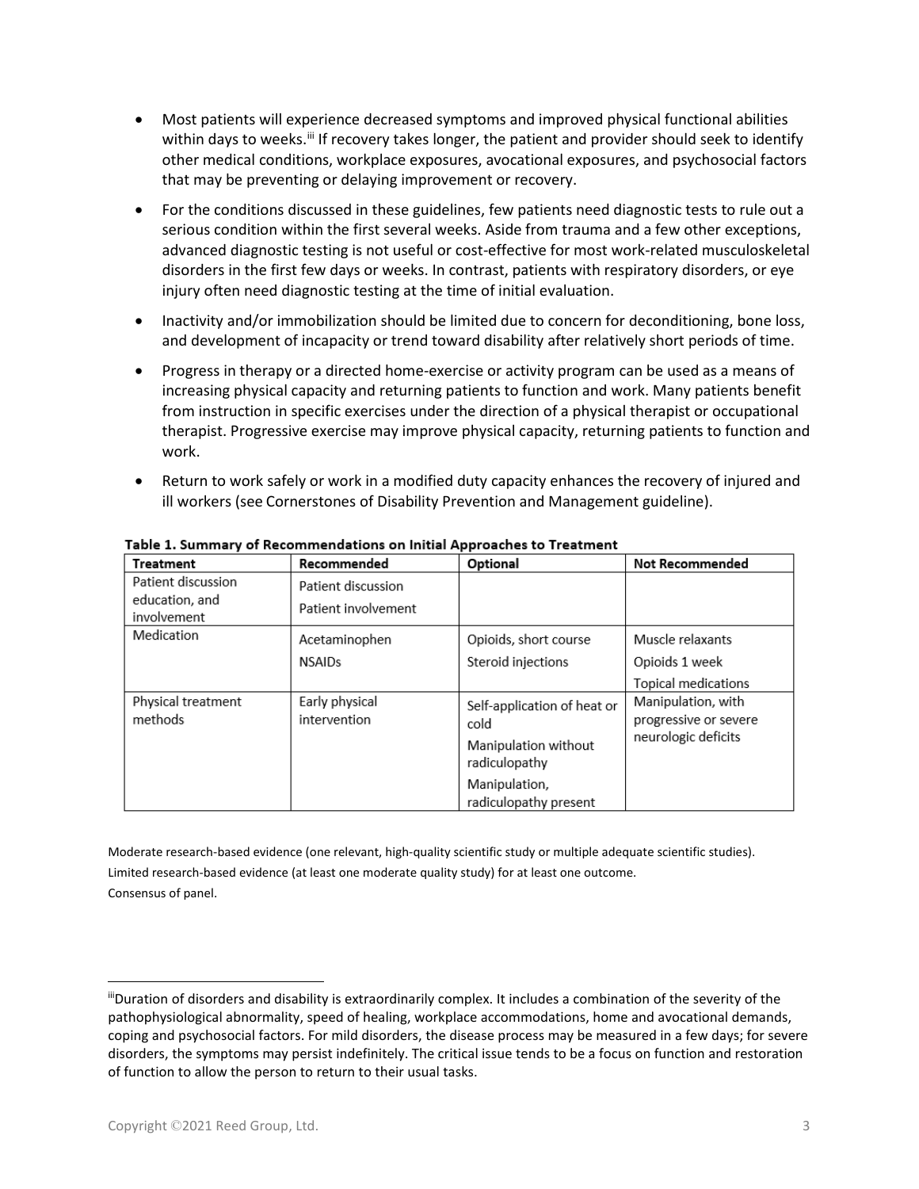- Most patients will experience decreased symptoms and improved physical functional abilities within days to weeks.[iii] If recovery takes longer, the patient and provider should seek to identify other medical conditions, workplace exposures, avocational exposures, and psychosocial factors that may be preventing or delaying improvement or recovery.
- For the conditions discussed in these guidelines, few patients need diagnostic tests to rule out a serious condition within the first several weeks. Aside from trauma and a few other exceptions, advanced diagnostic testing is not useful or cost-effective for most work-related musculoskeletal disorders in the first few days or weeks. In contrast, patients with respiratory disorders, or eye injury often need diagnostic testing at the time of initial evaluation.
- Inactivity and/or immobilization should be limited due to concern for deconditioning, bone loss, and development of incapacity or trend toward disability after relatively short periods of time.
- Progress in therapy or a directed home-exercise or activity program can be used as a means of increasing physical capacity and returning patients to function and work. Many patients benefit from instruction in specific exercises under the direction of a physical therapist or occupational therapist. Progressive exercise may improve physical capacity, returning patients to function and work.
- Return to work safely or work in a modified duty capacity enhances the recovery of injured and ill workers (see Cornerstones of Disability Prevention and Management guideline).

**Table 1. Summary of Recommendations on Initial Approaches to Treatment**

| Treatment | Recommended | Optional | Not Recommended |
|---|---|---|---|
| Patient discussion education, and involvement | Patient discussion<br>Patient involvement | | |
| Medication | Acetaminophen<br>NSAIDs | Opioids, short course<br>Steroid injections | Muscle relaxants<br>Opioids 1 week<br>Topical medications |
| Physical treatment methods | Early physical intervention | Self-application of heat or cold<br>Manipulation without radiculopathy<br>Manipulation, radiculopathy present | Manipulation, with progressive or severe neurologic deficits |

Moderate research-based evidence (one relevant, high-quality scientific study or multiple adequate scientific studies).
Limited research-based evidence (at least one moderate quality study) for at least one outcome.
Consensus of panel.

[iii]Duration of disorders and disability is extraordinarily complex. It includes a combination of the severity of the pathophysiological abnormality, speed of healing, workplace accommodations, home and avocational demands, coping and psychosocial factors. For mild disorders, the disease process may be measured in a few days; for severe disorders, the symptoms may persist indefinitely. The critical issue tends to be a focus on function and restoration of function to allow the person to return to their usual tasks.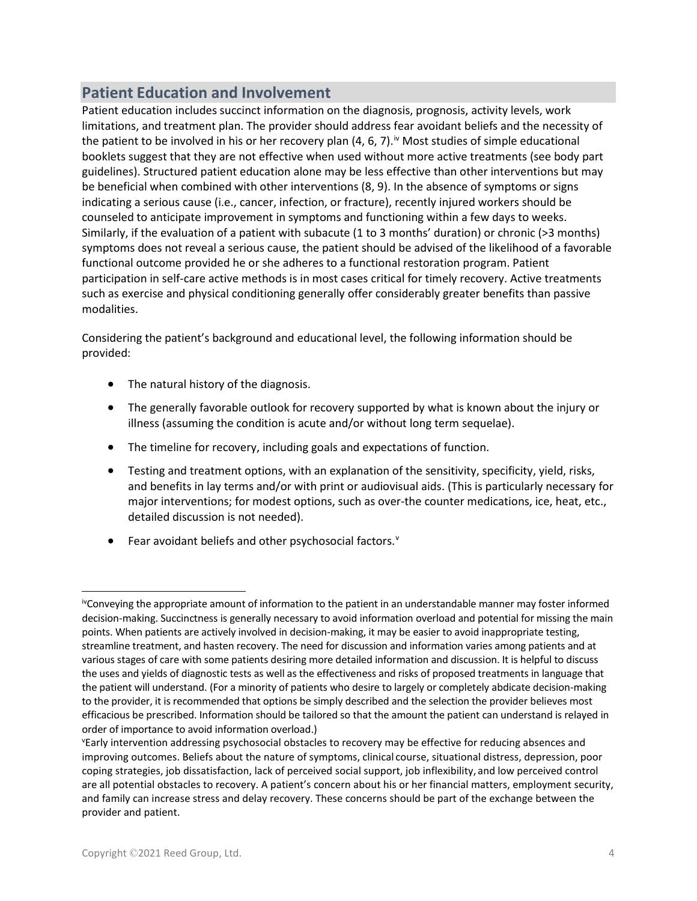## Patient Education and Involvement

Patient education includes succinct information on the diagnosis, prognosis, activity levels, work limitations, and treatment plan. The provider should address fear avoidant beliefs and the necessity of the patient to be involved in his or her recovery plan (4, 6, 7).[iv] Most studies of simple educational booklets suggest that they are not effective when used without more active treatments (see body part guidelines). Structured patient education alone may be less effective than other interventions but may be beneficial when combined with other interventions (8, 9). In the absence of symptoms or signs indicating a serious cause (i.e., cancer, infection, or fracture), recently injured workers should be counseled to anticipate improvement in symptoms and functioning within a few days to weeks. Similarly, if the evaluation of a patient with subacute (1 to 3 months' duration) or chronic (>3 months) symptoms does not reveal a serious cause, the patient should be advised of the likelihood of a favorable functional outcome provided he or she adheres to a functional restoration program. Patient participation in self-care active methods is in most cases critical for timely recovery. Active treatments such as exercise and physical conditioning generally offer considerably greater benefits than passive modalities.

Considering the patient's background and educational level, the following information should be provided:

- The natural history of the diagnosis.
- The generally favorable outlook for recovery supported by what is known about the injury or illness (assuming the condition is acute and/or without long term sequelae).
- The timeline for recovery, including goals and expectations of function.
- Testing and treatment options, with an explanation of the sensitivity, specificity, yield, risks, and benefits in lay terms and/or with print or audiovisual aids. (This is particularly necessary for major interventions; for modest options, such as over-the counter medications, ice, heat, etc., detailed discussion is not needed).
- Fear avoidant beliefs and other psychosocial factors.[v]

---

[iv] Conveying the appropriate amount of information to the patient in an understandable manner may foster informed decision-making. Succinctness is generally necessary to avoid information overload and potential for missing the main points. When patients are actively involved in decision-making, it may be easier to avoid inappropriate testing, streamline treatment, and hasten recovery. The need for discussion and information varies among patients and at various stages of care with some patients desiring more detailed information and discussion. It is helpful to discuss the uses and yields of diagnostic tests as well as the effectiveness and risks of proposed treatments in language that the patient will understand. (For a minority of patients who desire to largely or completely abdicate decision-making to the provider, it is recommended that options be simply described and the selection the provider believes most efficacious be prescribed. Information should be tailored so that the amount the patient can understand is relayed in order of importance to avoid information overload.)

[v] Early intervention addressing psychosocial obstacles to recovery may be effective for reducing absences and improving outcomes. Beliefs about the nature of symptoms, clinical course, situational distress, depression, poor coping strategies, job dissatisfaction, lack of perceived social support, job inflexibility, and low perceived control are all potential obstacles to recovery. A patient's concern about his or her financial matters, employment security, and family can increase stress and delay recovery. These concerns should be part of the exchange between the provider and patient.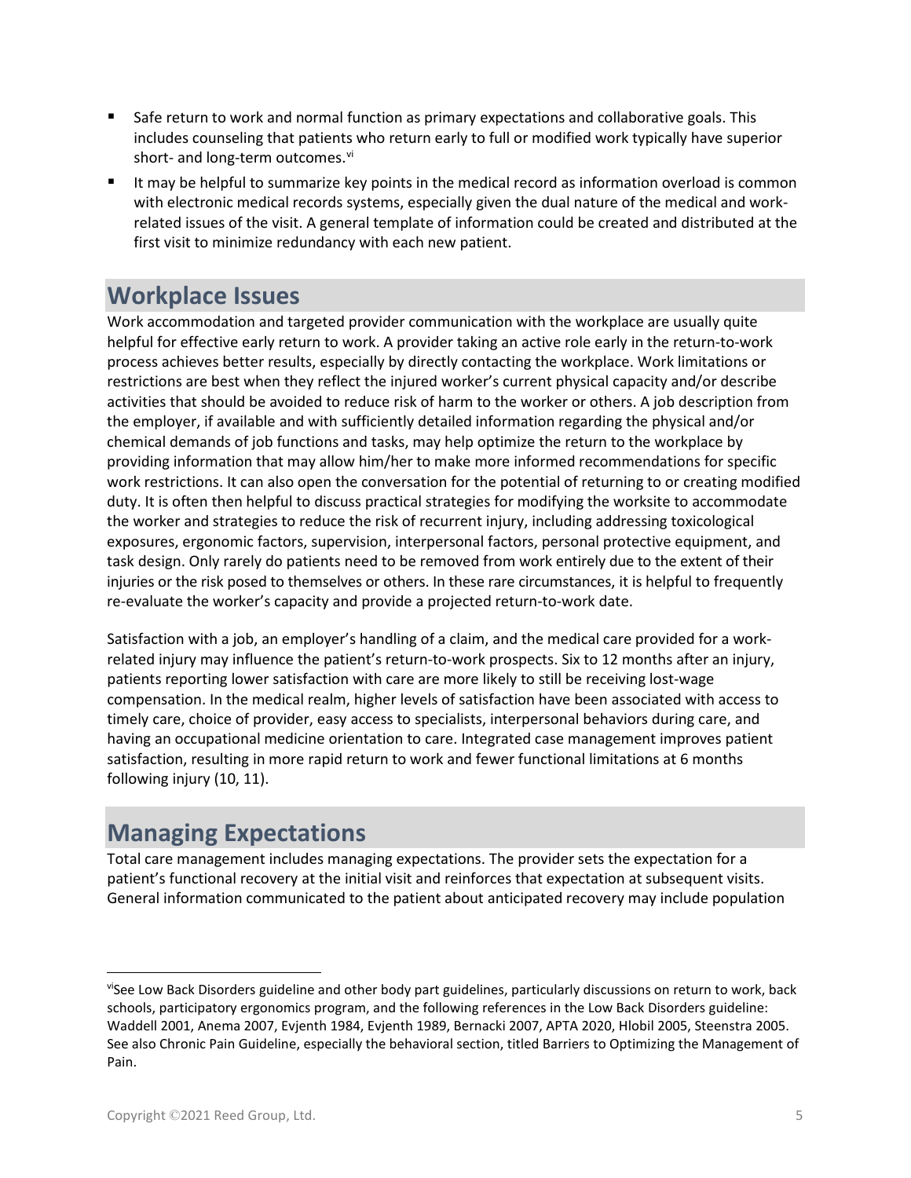- Safe return to work and normal function as primary expectations and collaborative goals. This includes counseling that patients who return early to full or modified work typically have superior short- and long-term outcomes.[vi]
- It may be helpful to summarize key points in the medical record as information overload is common with electronic medical records systems, especially given the dual nature of the medical and work-related issues of the visit. A general template of information could be created and distributed at the first visit to minimize redundancy with each new patient.

## Workplace Issues

Work accommodation and targeted provider communication with the workplace are usually quite helpful for effective early return to work. A provider taking an active role early in the return-to-work process achieves better results, especially by directly contacting the workplace. Work limitations or restrictions are best when they reflect the injured worker's current physical capacity and/or describe activities that should be avoided to reduce risk of harm to the worker or others. A job description from the employer, if available and with sufficiently detailed information regarding the physical and/or chemical demands of job functions and tasks, may help optimize the return to the workplace by providing information that may allow him/her to make more informed recommendations for specific work restrictions. It can also open the conversation for the potential of returning to or creating modified duty. It is often then helpful to discuss practical strategies for modifying the worksite to accommodate the worker and strategies to reduce the risk of recurrent injury, including addressing toxicological exposures, ergonomic factors, supervision, interpersonal factors, personal protective equipment, and task design. Only rarely do patients need to be removed from work entirely due to the extent of their injuries or the risk posed to themselves or others. In these rare circumstances, it is helpful to frequently re-evaluate the worker's capacity and provide a projected return-to-work date.

Satisfaction with a job, an employer's handling of a claim, and the medical care provided for a work-related injury may influence the patient's return-to-work prospects. Six to 12 months after an injury, patients reporting lower satisfaction with care are more likely to still be receiving lost-wage compensation. In the medical realm, higher levels of satisfaction have been associated with access to timely care, choice of provider, easy access to specialists, interpersonal behaviors during care, and having an occupational medicine orientation to care. Integrated case management improves patient satisfaction, resulting in more rapid return to work and fewer functional limitations at 6 months following injury (10, 11).

## Managing Expectations

Total care management includes managing expectations. The provider sets the expectation for a patient's functional recovery at the initial visit and reinforces that expectation at subsequent visits. General information communicated to the patient about anticipated recovery may include population

---

[vi]See Low Back Disorders guideline and other body part guidelines, particularly discussions on return to work, back schools, participatory ergonomics program, and the following references in the Low Back Disorders guideline: Waddell 2001, Anema 2007, Evjenth 1984, Evjenth 1989, Bernacki 2007, APTA 2020, Hlobil 2005, Steenstra 2005. See also Chronic Pain Guideline, especially the behavioral section, titled Barriers to Optimizing the Management of Pain.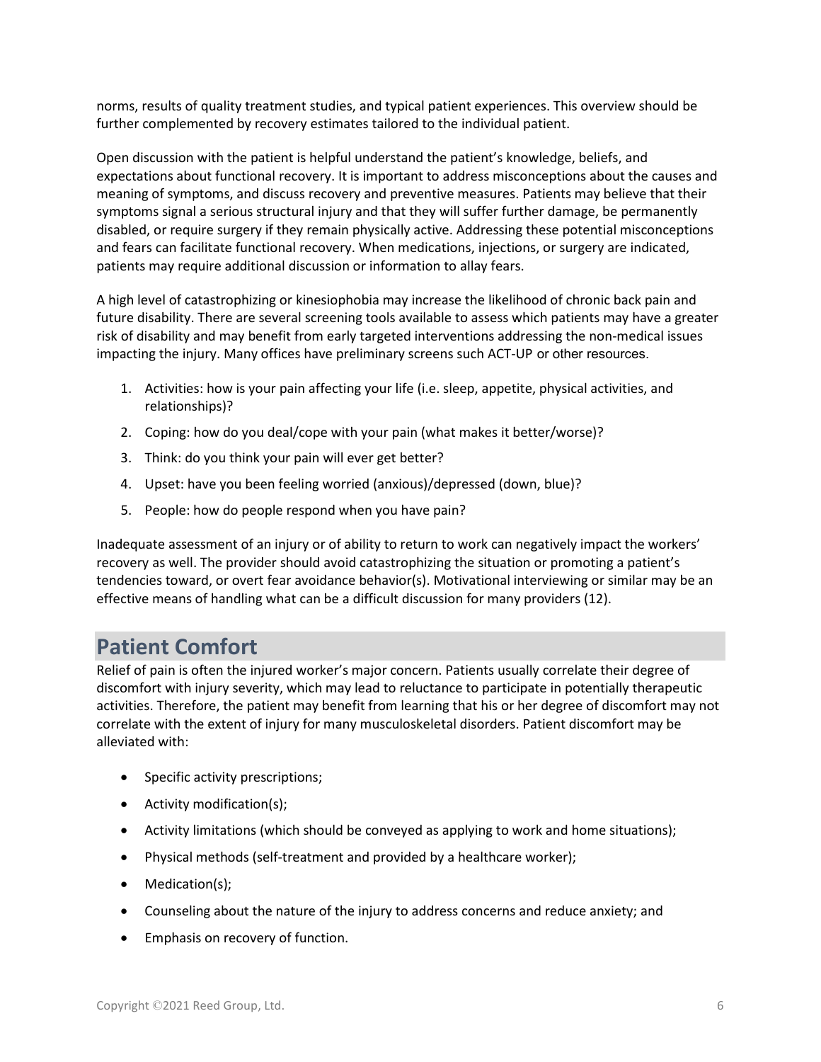norms, results of quality treatment studies, and typical patient experiences. This overview should be further complemented by recovery estimates tailored to the individual patient.

Open discussion with the patient is helpful understand the patient's knowledge, beliefs, and expectations about functional recovery. It is important to address misconceptions about the causes and meaning of symptoms, and discuss recovery and preventive measures. Patients may believe that their symptoms signal a serious structural injury and that they will suffer further damage, be permanently disabled, or require surgery if they remain physically active. Addressing these potential misconceptions and fears can facilitate functional recovery. When medications, injections, or surgery are indicated, patients may require additional discussion or information to allay fears.

A high level of catastrophizing or kinesiophobia may increase the likelihood of chronic back pain and future disability. There are several screening tools available to assess which patients may have a greater risk of disability and may benefit from early targeted interventions addressing the non-medical issues impacting the injury. Many offices have preliminary screens such ACT-UP or other resources.

1. Activities: how is your pain affecting your life (i.e. sleep, appetite, physical activities, and relationships)?
2. Coping: how do you deal/cope with your pain (what makes it better/worse)?
3. Think: do you think your pain will ever get better?
4. Upset: have you been feeling worried (anxious)/depressed (down, blue)?
5. People: how do people respond when you have pain?

Inadequate assessment of an injury or of ability to return to work can negatively impact the workers' recovery as well. The provider should avoid catastrophizing the situation or promoting a patient's tendencies toward, or overt fear avoidance behavior(s). Motivational interviewing or similar may be an effective means of handling what can be a difficult discussion for many providers (12).

## Patient Comfort

Relief of pain is often the injured worker's major concern. Patients usually correlate their degree of discomfort with injury severity, which may lead to reluctance to participate in potentially therapeutic activities. Therefore, the patient may benefit from learning that his or her degree of discomfort may not correlate with the extent of injury for many musculoskeletal disorders. Patient discomfort may be alleviated with:

- Specific activity prescriptions;
- Activity modification(s);
- Activity limitations (which should be conveyed as applying to work and home situations);
- Physical methods (self-treatment and provided by a healthcare worker);
- Medication(s);
- Counseling about the nature of the injury to address concerns and reduce anxiety; and
- Emphasis on recovery of function.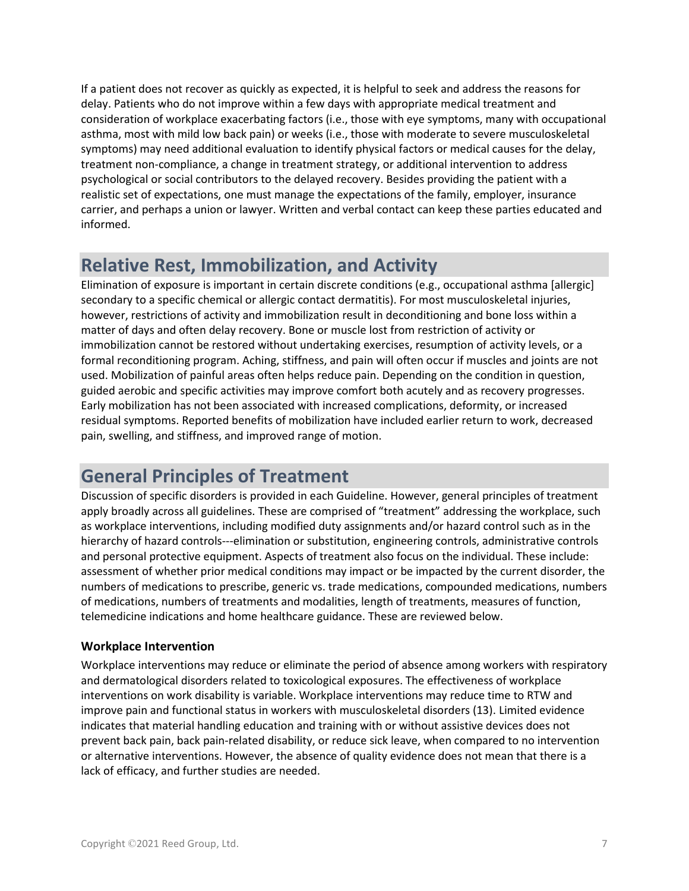If a patient does not recover as quickly as expected, it is helpful to seek and address the reasons for delay. Patients who do not improve within a few days with appropriate medical treatment and consideration of workplace exacerbating factors (i.e., those with eye symptoms, many with occupational asthma, most with mild low back pain) or weeks (i.e., those with moderate to severe musculoskeletal symptoms) may need additional evaluation to identify physical factors or medical causes for the delay, treatment non-compliance, a change in treatment strategy, or additional intervention to address psychological or social contributors to the delayed recovery. Besides providing the patient with a realistic set of expectations, one must manage the expectations of the family, employer, insurance carrier, and perhaps a union or lawyer. Written and verbal contact can keep these parties educated and informed.

## Relative Rest, Immobilization, and Activity

Elimination of exposure is important in certain discrete conditions (e.g., occupational asthma [allergic] secondary to a specific chemical or allergic contact dermatitis). For most musculoskeletal injuries, however, restrictions of activity and immobilization result in deconditioning and bone loss within a matter of days and often delay recovery. Bone or muscle lost from restriction of activity or immobilization cannot be restored without undertaking exercises, resumption of activity levels, or a formal reconditioning program. Aching, stiffness, and pain will often occur if muscles and joints are not used. Mobilization of painful areas often helps reduce pain. Depending on the condition in question, guided aerobic and specific activities may improve comfort both acutely and as recovery progresses. Early mobilization has not been associated with increased complications, deformity, or increased residual symptoms. Reported benefits of mobilization have included earlier return to work, decreased pain, swelling, and stiffness, and improved range of motion.

## General Principles of Treatment

Discussion of specific disorders is provided in each Guideline. However, general principles of treatment apply broadly across all guidelines. These are comprised of "treatment" addressing the workplace, such as workplace interventions, including modified duty assignments and/or hazard control such as in the hierarchy of hazard controls---elimination or substitution, engineering controls, administrative controls and personal protective equipment. Aspects of treatment also focus on the individual. These include: assessment of whether prior medical conditions may impact or be impacted by the current disorder, the numbers of medications to prescribe, generic vs. trade medications, compounded medications, numbers of medications, numbers of treatments and modalities, length of treatments, measures of function, telemedicine indications and home healthcare guidance. These are reviewed below.

### Workplace Intervention

Workplace interventions may reduce or eliminate the period of absence among workers with respiratory and dermatological disorders related to toxicological exposures. The effectiveness of workplace interventions on work disability is variable. Workplace interventions may reduce time to RTW and improve pain and functional status in workers with musculoskeletal disorders (13). Limited evidence indicates that material handling education and training with or without assistive devices does not prevent back pain, back pain-related disability, or reduce sick leave, when compared to no intervention or alternative interventions. However, the absence of quality evidence does not mean that there is a lack of efficacy, and further studies are needed.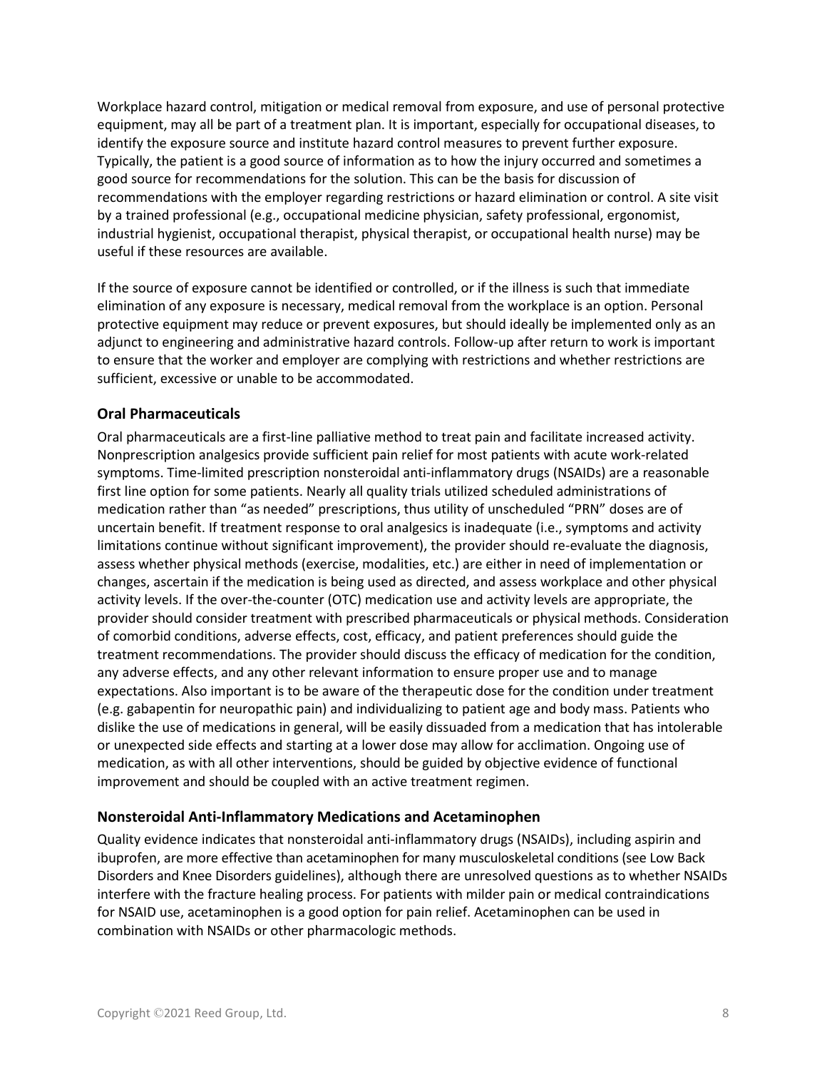Workplace hazard control, mitigation or medical removal from exposure, and use of personal protective equipment, may all be part of a treatment plan. It is important, especially for occupational diseases, to identify the exposure source and institute hazard control measures to prevent further exposure. Typically, the patient is a good source of information as to how the injury occurred and sometimes a good source for recommendations for the solution. This can be the basis for discussion of recommendations with the employer regarding restrictions or hazard elimination or control. A site visit by a trained professional (e.g., occupational medicine physician, safety professional, ergonomist, industrial hygienist, occupational therapist, physical therapist, or occupational health nurse) may be useful if these resources are available.

If the source of exposure cannot be identified or controlled, or if the illness is such that immediate elimination of any exposure is necessary, medical removal from the workplace is an option. Personal protective equipment may reduce or prevent exposures, but should ideally be implemented only as an adjunct to engineering and administrative hazard controls. Follow-up after return to work is important to ensure that the worker and employer are complying with restrictions and whether restrictions are sufficient, excessive or unable to be accommodated.

### Oral Pharmaceuticals

Oral pharmaceuticals are a first-line palliative method to treat pain and facilitate increased activity. Nonprescription analgesics provide sufficient pain relief for most patients with acute work-related symptoms. Time-limited prescription nonsteroidal anti-inflammatory drugs (NSAIDs) are a reasonable first line option for some patients. Nearly all quality trials utilized scheduled administrations of medication rather than "as needed" prescriptions, thus utility of unscheduled "PRN" doses are of uncertain benefit. If treatment response to oral analgesics is inadequate (i.e., symptoms and activity limitations continue without significant improvement), the provider should re-evaluate the diagnosis, assess whether physical methods (exercise, modalities, etc.) are either in need of implementation or changes, ascertain if the medication is being used as directed, and assess workplace and other physical activity levels. If the over-the-counter (OTC) medication use and activity levels are appropriate, the provider should consider treatment with prescribed pharmaceuticals or physical methods. Consideration of comorbid conditions, adverse effects, cost, efficacy, and patient preferences should guide the treatment recommendations. The provider should discuss the efficacy of medication for the condition, any adverse effects, and any other relevant information to ensure proper use and to manage expectations. Also important is to be aware of the therapeutic dose for the condition under treatment (e.g. gabapentin for neuropathic pain) and individualizing to patient age and body mass. Patients who dislike the use of medications in general, will be easily dissuaded from a medication that has intolerable or unexpected side effects and starting at a lower dose may allow for acclimation. Ongoing use of medication, as with all other interventions, should be guided by objective evidence of functional improvement and should be coupled with an active treatment regimen.

### Nonsteroidal Anti-Inflammatory Medications and Acetaminophen

Quality evidence indicates that nonsteroidal anti-inflammatory drugs (NSAIDs), including aspirin and ibuprofen, are more effective than acetaminophen for many musculoskeletal conditions (see Low Back Disorders and Knee Disorders guidelines), although there are unresolved questions as to whether NSAIDs interfere with the fracture healing process. For patients with milder pain or medical contraindications for NSAID use, acetaminophen is a good option for pain relief. Acetaminophen can be used in combination with NSAIDs or other pharmacologic methods.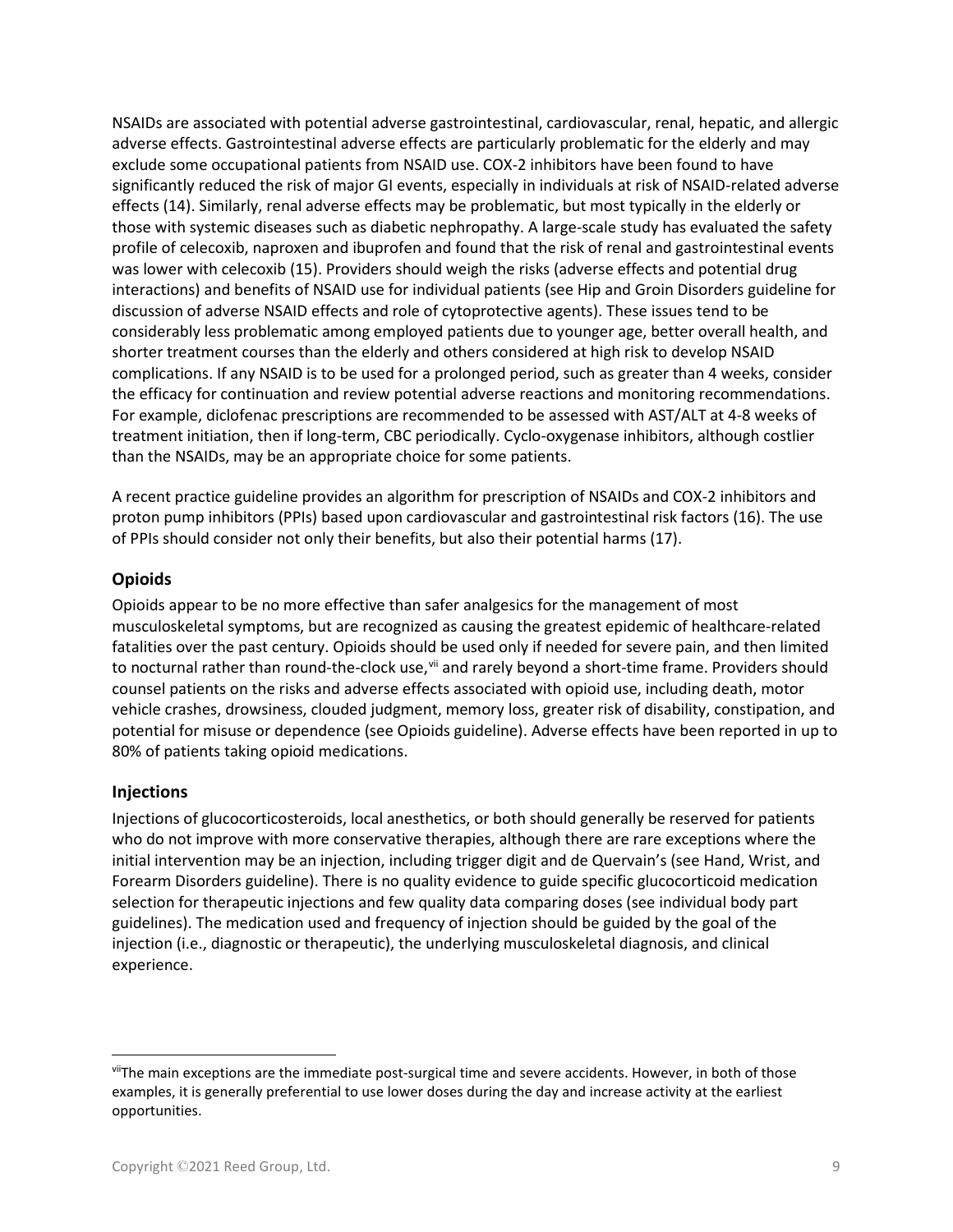NSAIDs are associated with potential adverse gastrointestinal, cardiovascular, renal, hepatic, and allergic adverse effects. Gastrointestinal adverse effects are particularly problematic for the elderly and may exclude some occupational patients from NSAID use. COX-2 inhibitors have been found to have significantly reduced the risk of major GI events, especially in individuals at risk of NSAID-related adverse effects (14). Similarly, renal adverse effects may be problematic, but most typically in the elderly or those with systemic diseases such as diabetic nephropathy. A large-scale study has evaluated the safety profile of celecoxib, naproxen and ibuprofen and found that the risk of renal and gastrointestinal events was lower with celecoxib (15). Providers should weigh the risks (adverse effects and potential drug interactions) and benefits of NSAID use for individual patients (see Hip and Groin Disorders guideline for discussion of adverse NSAID effects and role of cytoprotective agents). These issues tend to be considerably less problematic among employed patients due to younger age, better overall health, and shorter treatment courses than the elderly and others considered at high risk to develop NSAID complications. If any NSAID is to be used for a prolonged period, such as greater than 4 weeks, consider the efficacy for continuation and review potential adverse reactions and monitoring recommendations. For example, diclofenac prescriptions are recommended to be assessed with AST/ALT at 4-8 weeks of treatment initiation, then if long-term, CBC periodically. Cyclo-oxygenase inhibitors, although costlier than the NSAIDs, may be an appropriate choice for some patients.

A recent practice guideline provides an algorithm for prescription of NSAIDs and COX-2 inhibitors and proton pump inhibitors (PPIs) based upon cardiovascular and gastrointestinal risk factors (16). The use of PPIs should consider not only their benefits, but also their potential harms (17).

### Opioids

Opioids appear to be no more effective than safer analgesics for the management of most musculoskeletal symptoms, but are recognized as causing the greatest epidemic of healthcare-related fatalities over the past century. Opioids should be used only if needed for severe pain, and then limited to nocturnal rather than round-the-clock use,[vii] and rarely beyond a short-time frame. Providers should counsel patients on the risks and adverse effects associated with opioid use, including death, motor vehicle crashes, drowsiness, clouded judgment, memory loss, greater risk of disability, constipation, and potential for misuse or dependence (see Opioids guideline). Adverse effects have been reported in up to 80% of patients taking opioid medications.

### Injections

Injections of glucocorticosteroids, local anesthetics, or both should generally be reserved for patients who do not improve with more conservative therapies, although there are rare exceptions where the initial intervention may be an injection, including trigger digit and de Quervain's (see Hand, Wrist, and Forearm Disorders guideline). There is no quality evidence to guide specific glucocorticoid medication selection for therapeutic injections and few quality data comparing doses (see individual body part guidelines). The medication used and frequency of injection should be guided by the goal of the injection (i.e., diagnostic or therapeutic), the underlying musculoskeletal diagnosis, and clinical experience.

---

[vii] The main exceptions are the immediate post-surgical time and severe accidents. However, in both of those examples, it is generally preferential to use lower doses during the day and increase activity at the earliest opportunities.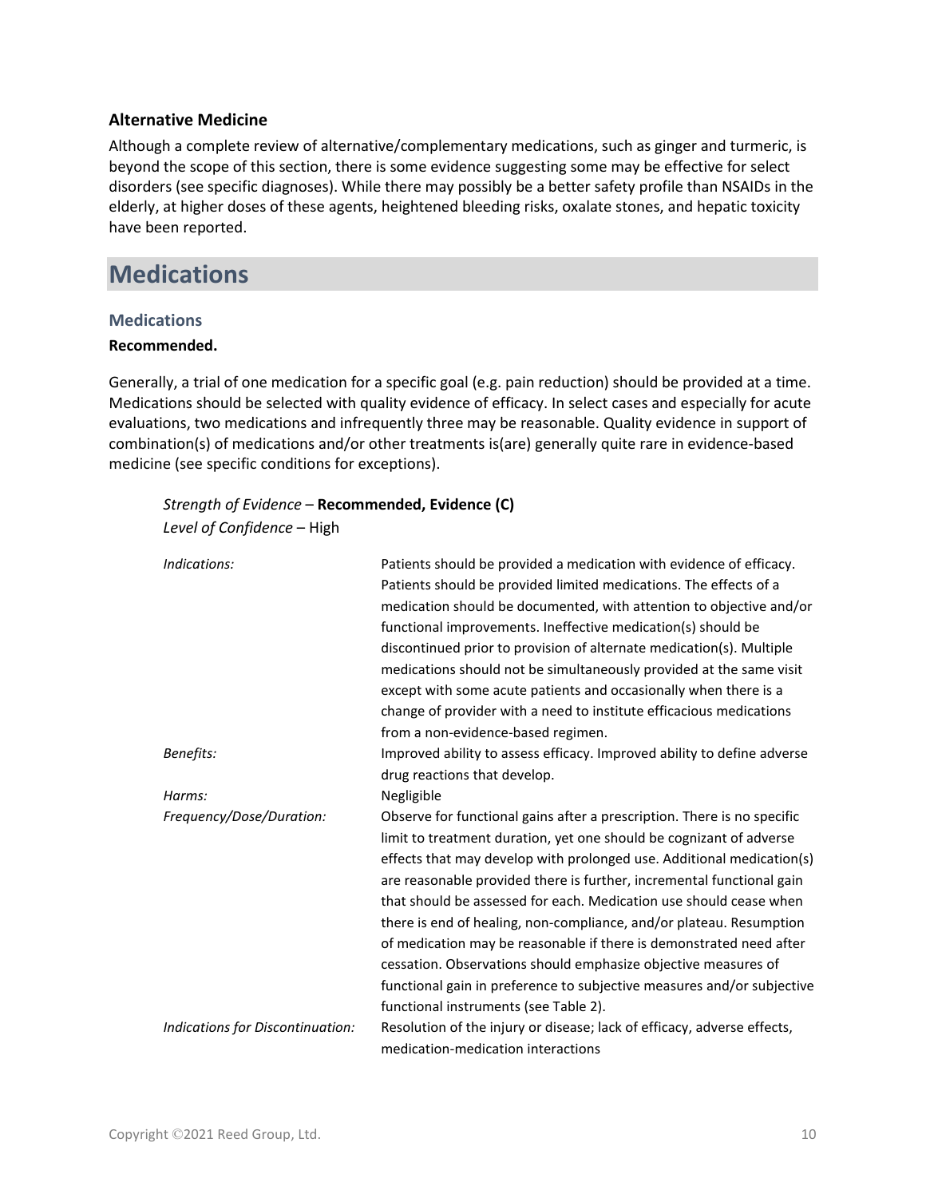### Alternative Medicine

Although a complete review of alternative/complementary medications, such as ginger and turmeric, is beyond the scope of this section, there is some evidence suggesting some may be effective for select disorders (see specific diagnoses). While there may possibly be a better safety profile than NSAIDs in the elderly, at higher doses of these agents, heightened bleeding risks, oxalate stones, and hepatic toxicity have been reported.

# Medications

## Medications

**Recommended.**

Generally, a trial of one medication for a specific goal (e.g. pain reduction) should be provided at a time. Medications should be selected with quality evidence of efficacy. In select cases and especially for acute evaluations, two medications and infrequently three may be reasonable. Quality evidence in support of combination(s) of medications and/or other treatments is(are) generally quite rare in evidence-based medicine (see specific conditions for exceptions).

*Strength of Evidence* – **Recommended, Evidence (C)**
*Level of Confidence* – High

| | |
|---|---|
| *Indications:* | Patients should be provided a medication with evidence of efficacy. Patients should be provided limited medications. The effects of a medication should be documented, with attention to objective and/or functional improvements. Ineffective medication(s) should be discontinued prior to provision of alternate medication(s). Multiple medications should not be simultaneously provided at the same visit except with some acute patients and occasionally when there is a change of provider with a need to institute efficacious medications from a non-evidence-based regimen. |
| *Benefits:* | Improved ability to assess efficacy. Improved ability to define adverse drug reactions that develop. |
| *Harms:* | Negligible |
| *Frequency/Dose/Duration:* | Observe for functional gains after a prescription. There is no specific limit to treatment duration, yet one should be cognizant of adverse effects that may develop with prolonged use. Additional medication(s) are reasonable provided there is further, incremental functional gain that should be assessed for each. Medication use should cease when there is end of healing, non-compliance, and/or plateau. Resumption of medication may be reasonable if there is demonstrated need after cessation. Observations should emphasize objective measures of functional gain in preference to subjective measures and/or subjective functional instruments (see Table 2). |
| *Indications for Discontinuation:* | Resolution of the injury or disease; lack of efficacy, adverse effects, medication-medication interactions |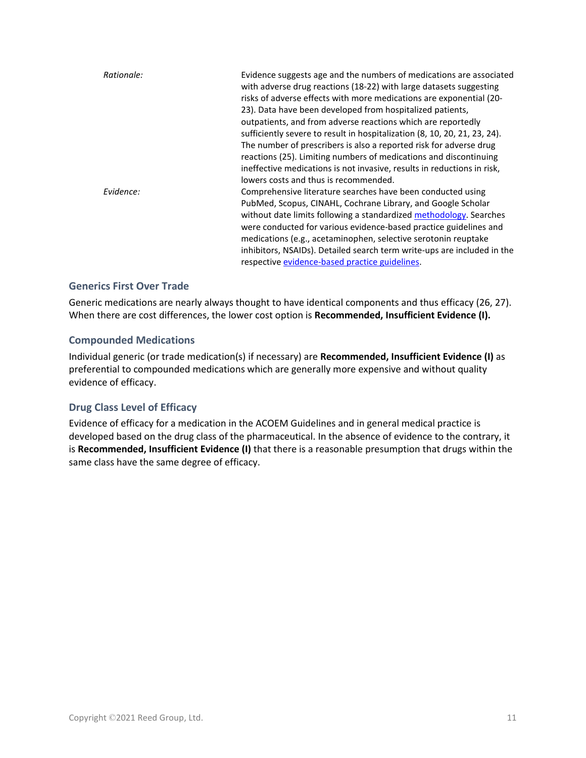*Rationale:* Evidence suggests age and the numbers of medications are associated with adverse drug reactions (18-22) with large datasets suggesting risks of adverse effects with more medications are exponential (20-23). Data have been developed from hospitalized patients, outpatients, and from adverse reactions which are reportedly sufficiently severe to result in hospitalization (8, 10, 20, 21, 23, 24). The number of prescribers is also a reported risk for adverse drug reactions (25). Limiting numbers of medications and discontinuing ineffective medications is not invasive, results in reductions in risk, lowers costs and thus is recommended.

*Evidence:* Comprehensive literature searches have been conducted using PubMed, Scopus, CINAHL, Cochrane Library, and Google Scholar without date limits following a standardized methodology. Searches were conducted for various evidence-based practice guidelines and medications (e.g., acetaminophen, selective serotonin reuptake inhibitors, NSAIDs). Detailed search term write-ups are included in the respective evidence-based practice guidelines.

### Generics First Over Trade

Generic medications are nearly always thought to have identical components and thus efficacy (26, 27). When there are cost differences, the lower cost option is **Recommended, Insufficient Evidence (I).**

### Compounded Medications

Individual generic (or trade medication(s) if necessary) are **Recommended, Insufficient Evidence (I)** as preferential to compounded medications which are generally more expensive and without quality evidence of efficacy.

### Drug Class Level of Efficacy

Evidence of efficacy for a medication in the ACOEM Guidelines and in general medical practice is developed based on the drug class of the pharmaceutical. In the absence of evidence to the contrary, it is **Recommended, Insufficient Evidence (I)** that there is a reasonable presumption that drugs within the same class have the same degree of efficacy.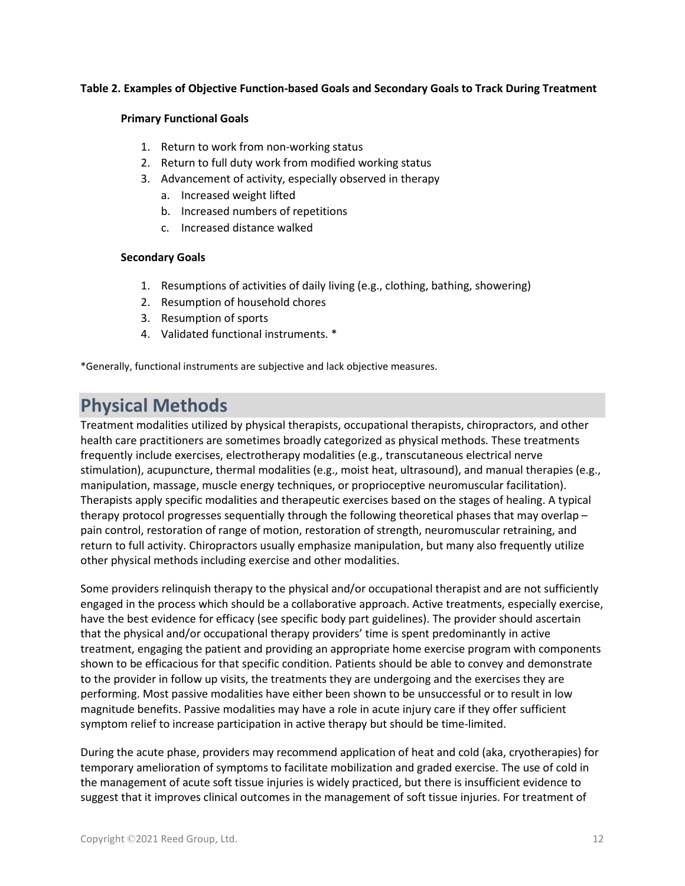**Table 2. Examples of Objective Function-based Goals and Secondary Goals to Track During Treatment**

**Primary Functional Goals**

1. Return to work from non-working status
2. Return to full duty work from modified working status
3. Advancement of activity, especially observed in therapy
   a. Increased weight lifted
   b. Increased numbers of repetitions
   c. Increased distance walked

**Secondary Goals**

1. Resumptions of activities of daily living (e.g., clothing, bathing, showering)
2. Resumption of household chores
3. Resumption of sports
4. Validated functional instruments. *

*Generally, functional instruments are subjective and lack objective measures.

## Physical Methods

Treatment modalities utilized by physical therapists, occupational therapists, chiropractors, and other health care practitioners are sometimes broadly categorized as physical methods. These treatments frequently include exercises, electrotherapy modalities (e.g., transcutaneous electrical nerve stimulation), acupuncture, thermal modalities (e.g., moist heat, ultrasound), and manual therapies (e.g., manipulation, massage, muscle energy techniques, or proprioceptive neuromuscular facilitation). Therapists apply specific modalities and therapeutic exercises based on the stages of healing. A typical therapy protocol progresses sequentially through the following theoretical phases that may overlap – pain control, restoration of range of motion, restoration of strength, neuromuscular retraining, and return to full activity. Chiropractors usually emphasize manipulation, but many also frequently utilize other physical methods including exercise and other modalities.

Some providers relinquish therapy to the physical and/or occupational therapist and are not sufficiently engaged in the process which should be a collaborative approach. Active treatments, especially exercise, have the best evidence for efficacy (see specific body part guidelines). The provider should ascertain that the physical and/or occupational therapy providers' time is spent predominantly in active treatment, engaging the patient and providing an appropriate home exercise program with components shown to be efficacious for that specific condition. Patients should be able to convey and demonstrate to the provider in follow up visits, the treatments they are undergoing and the exercises they are performing. Most passive modalities have either been shown to be unsuccessful or to result in low magnitude benefits. Passive modalities may have a role in acute injury care if they offer sufficient symptom relief to increase participation in active therapy but should be time-limited.

During the acute phase, providers may recommend application of heat and cold (aka, cryotherapies) for temporary amelioration of symptoms to facilitate mobilization and graded exercise. The use of cold in the management of acute soft tissue injuries is widely practiced, but there is insufficient evidence to suggest that it improves clinical outcomes in the management of soft tissue injuries. For treatment of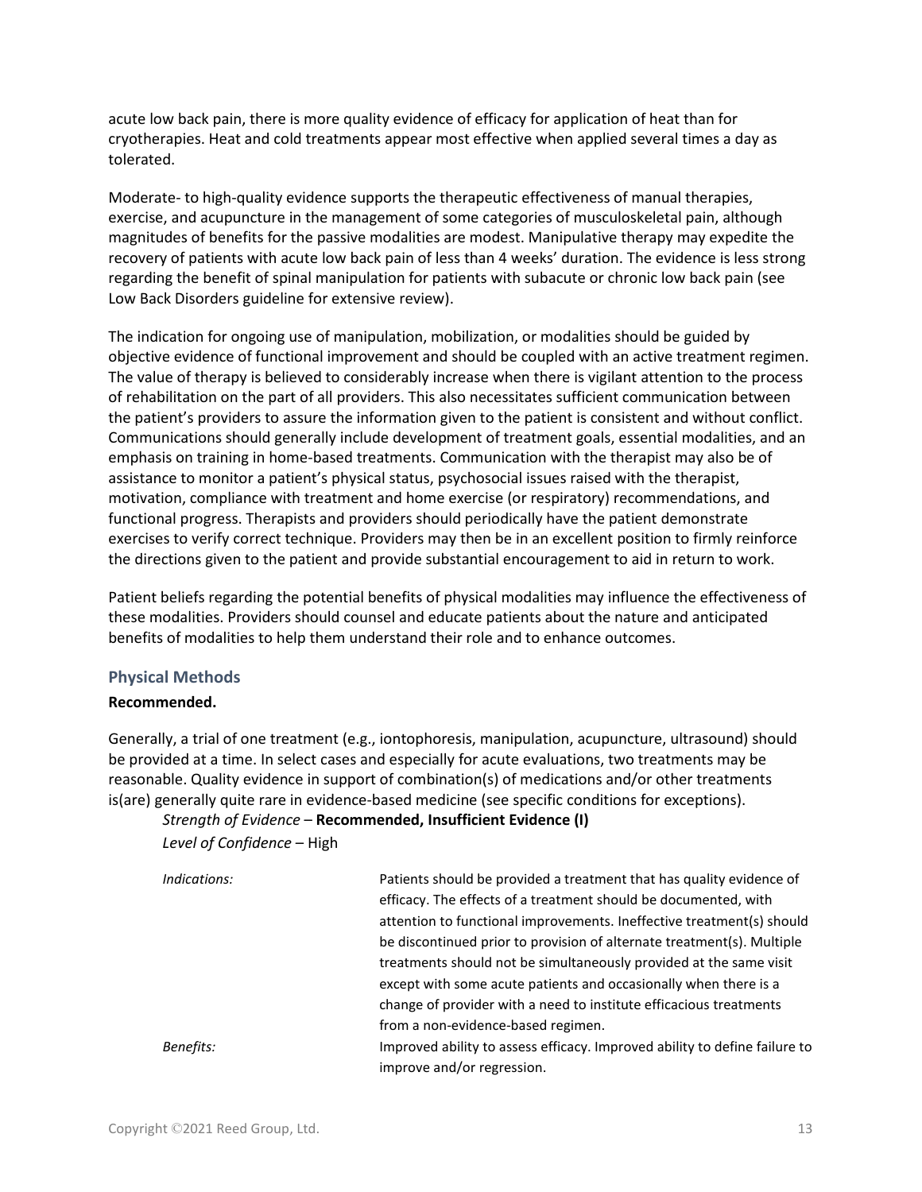acute low back pain, there is more quality evidence of efficacy for application of heat than for cryotherapies. Heat and cold treatments appear most effective when applied several times a day as tolerated.

Moderate- to high-quality evidence supports the therapeutic effectiveness of manual therapies, exercise, and acupuncture in the management of some categories of musculoskeletal pain, although magnitudes of benefits for the passive modalities are modest. Manipulative therapy may expedite the recovery of patients with acute low back pain of less than 4 weeks' duration. The evidence is less strong regarding the benefit of spinal manipulation for patients with subacute or chronic low back pain (see Low Back Disorders guideline for extensive review).

The indication for ongoing use of manipulation, mobilization, or modalities should be guided by objective evidence of functional improvement and should be coupled with an active treatment regimen. The value of therapy is believed to considerably increase when there is vigilant attention to the process of rehabilitation on the part of all providers. This also necessitates sufficient communication between the patient's providers to assure the information given to the patient is consistent and without conflict. Communications should generally include development of treatment goals, essential modalities, and an emphasis on training in home-based treatments. Communication with the therapist may also be of assistance to monitor a patient's physical status, psychosocial issues raised with the therapist, motivation, compliance with treatment and home exercise (or respiratory) recommendations, and functional progress. Therapists and providers should periodically have the patient demonstrate exercises to verify correct technique. Providers may then be in an excellent position to firmly reinforce the directions given to the patient and provide substantial encouragement to aid in return to work.

Patient beliefs regarding the potential benefits of physical modalities may influence the effectiveness of these modalities. Providers should counsel and educate patients about the nature and anticipated benefits of modalities to help them understand their role and to enhance outcomes.

### Physical Methods

**Recommended.**

Generally, a trial of one treatment (e.g., iontophoresis, manipulation, acupuncture, ultrasound) should be provided at a time. In select cases and especially for acute evaluations, two treatments may be reasonable. Quality evidence in support of combination(s) of medications and/or other treatments is(are) generally quite rare in evidence-based medicine (see specific conditions for exceptions).

*Strength of Evidence* – **Recommended, Insufficient Evidence (I)**

*Level of Confidence* – High

| | |
|---|---|
| *Indications:* | Patients should be provided a treatment that has quality evidence of efficacy. The effects of a treatment should be documented, with attention to functional improvements. Ineffective treatment(s) should be discontinued prior to provision of alternate treatment(s). Multiple treatments should not be simultaneously provided at the same visit except with some acute patients and occasionally when there is a change of provider with a need to institute efficacious treatments from a non-evidence-based regimen. |
| *Benefits:* | Improved ability to assess efficacy. Improved ability to define failure to improve and/or regression. |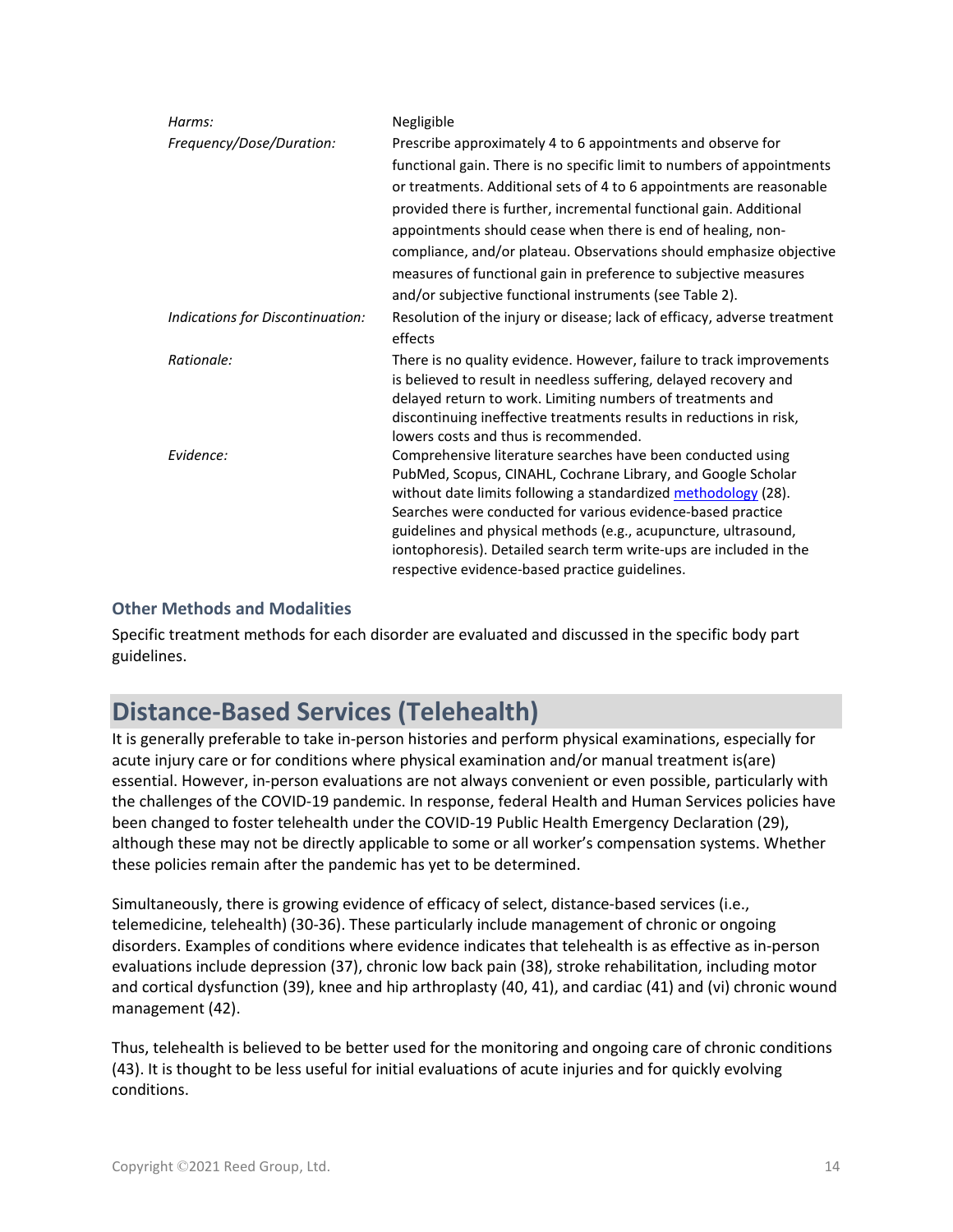| | |
|---|---|
| *Harms:* | Negligible |
| *Frequency/Dose/Duration:* | Prescribe approximately 4 to 6 appointments and observe for functional gain. There is no specific limit to numbers of appointments or treatments. Additional sets of 4 to 6 appointments are reasonable provided there is further, incremental functional gain. Additional appointments should cease when there is end of healing, non-compliance, and/or plateau. Observations should emphasize objective measures of functional gain in preference to subjective measures and/or subjective functional instruments (see Table 2). |
| *Indications for Discontinuation:* | Resolution of the injury or disease; lack of efficacy, adverse treatment effects |
| *Rationale:* | There is no quality evidence. However, failure to track improvements is believed to result in needless suffering, delayed recovery and delayed return to work. Limiting numbers of treatments and discontinuing ineffective treatments results in reductions in risk, lowers costs and thus is recommended. |
| *Evidence:* | Comprehensive literature searches have been conducted using PubMed, Scopus, CINAHL, Cochrane Library, and Google Scholar without date limits following a standardized methodology (28). Searches were conducted for various evidence-based practice guidelines and physical methods (e.g., acupuncture, ultrasound, iontophoresis). Detailed search term write-ups are included in the respective evidence-based practice guidelines. |

### Other Methods and Modalities

Specific treatment methods for each disorder are evaluated and discussed in the specific body part guidelines.

## Distance-Based Services (Telehealth)

It is generally preferable to take in-person histories and perform physical examinations, especially for acute injury care or for conditions where physical examination and/or manual treatment is(are) essential. However, in-person evaluations are not always convenient or even possible, particularly with the challenges of the COVID-19 pandemic. In response, federal Health and Human Services policies have been changed to foster telehealth under the COVID-19 Public Health Emergency Declaration (29), although these may not be directly applicable to some or all worker's compensation systems. Whether these policies remain after the pandemic has yet to be determined.

Simultaneously, there is growing evidence of efficacy of select, distance-based services (i.e., telemedicine, telehealth) (30-36). These particularly include management of chronic or ongoing disorders. Examples of conditions where evidence indicates that telehealth is as effective as in-person evaluations include depression (37), chronic low back pain (38), stroke rehabilitation, including motor and cortical dysfunction (39), knee and hip arthroplasty (40, 41), and cardiac (41) and (vi) chronic wound management (42).

Thus, telehealth is believed to be better used for the monitoring and ongoing care of chronic conditions (43). It is thought to be less useful for initial evaluations of acute injuries and for quickly evolving conditions.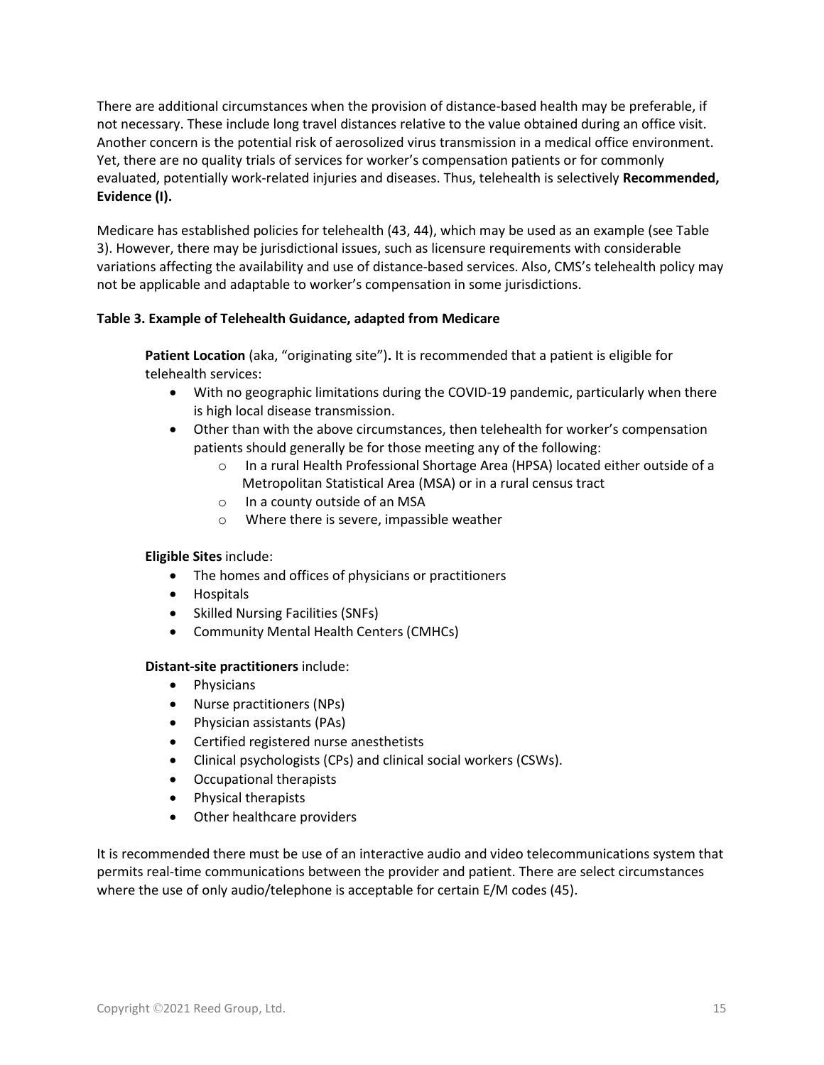There are additional circumstances when the provision of distance-based health may be preferable, if not necessary. These include long travel distances relative to the value obtained during an office visit. Another concern is the potential risk of aerosolized virus transmission in a medical office environment. Yet, there are no quality trials of services for worker's compensation patients or for commonly evaluated, potentially work-related injuries and diseases. Thus, telehealth is selectively **Recommended, Evidence (I).**

Medicare has established policies for telehealth (43, 44), which may be used as an example (see Table 3). However, there may be jurisdictional issues, such as licensure requirements with considerable variations affecting the availability and use of distance-based services. Also, CMS's telehealth policy may not be applicable and adaptable to worker's compensation in some jurisdictions.

**Table 3. Example of Telehealth Guidance, adapted from Medicare**

**Patient Location** (aka, "originating site")**.** It is recommended that a patient is eligible for telehealth services:

- With no geographic limitations during the COVID-19 pandemic, particularly when there is high local disease transmission.
- Other than with the above circumstances, then telehealth for worker's compensation patients should generally be for those meeting any of the following:
    - In a rural Health Professional Shortage Area (HPSA) located either outside of a Metropolitan Statistical Area (MSA) or in a rural census tract
    - In a county outside of an MSA
    - Where there is severe, impassible weather

**Eligible Sites** include:

- The homes and offices of physicians or practitioners
- Hospitals
- Skilled Nursing Facilities (SNFs)
- Community Mental Health Centers (CMHCs)

**Distant-site practitioners** include:

- Physicians
- Nurse practitioners (NPs)
- Physician assistants (PAs)
- Certified registered nurse anesthetists
- Clinical psychologists (CPs) and clinical social workers (CSWs).
- Occupational therapists
- Physical therapists
- Other healthcare providers

It is recommended there must be use of an interactive audio and video telecommunications system that permits real-time communications between the provider and patient. There are select circumstances where the use of only audio/telephone is acceptable for certain E/M codes (45).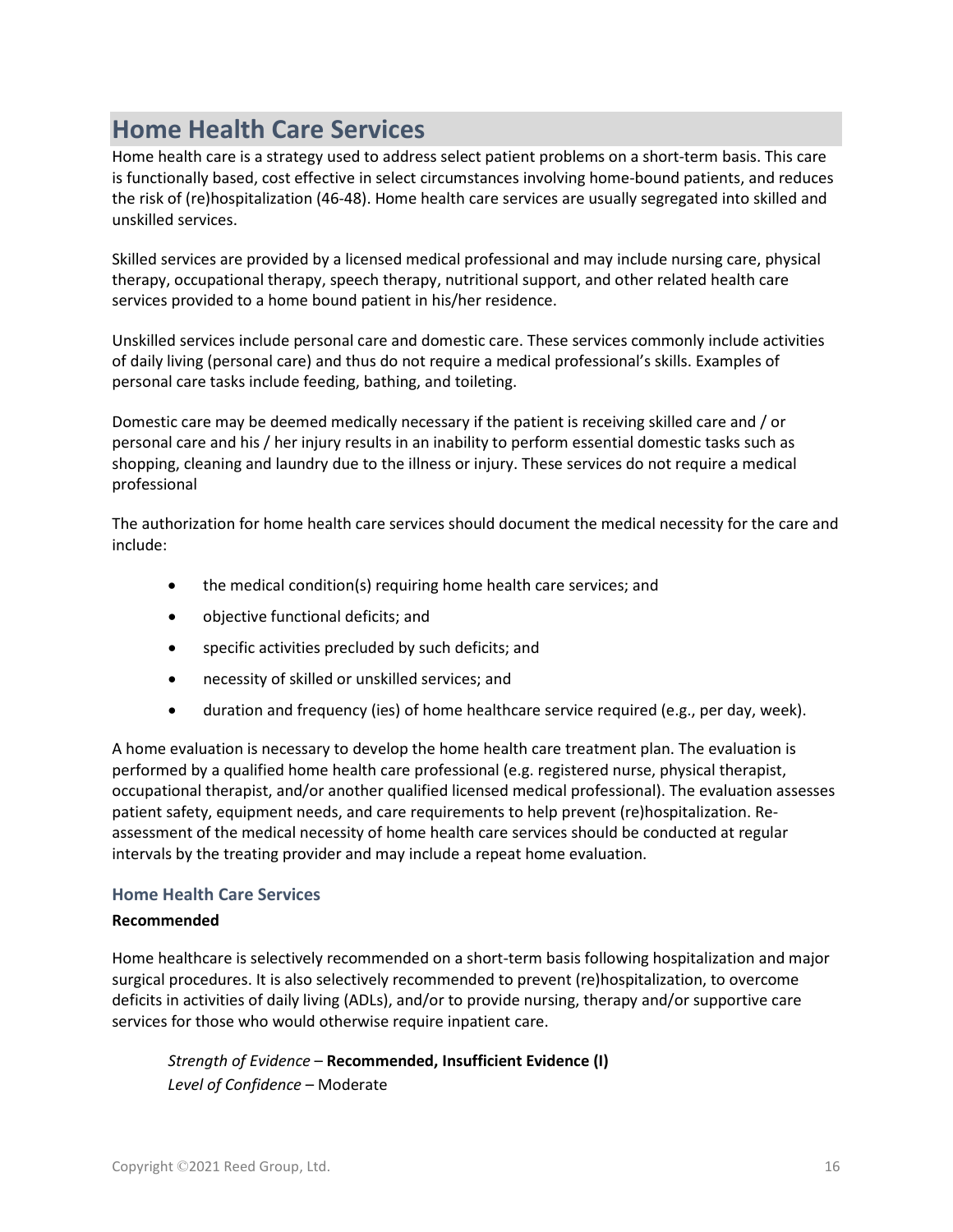## Home Health Care Services

Home health care is a strategy used to address select patient problems on a short-term basis. This care is functionally based, cost effective in select circumstances involving home-bound patients, and reduces the risk of (re)hospitalization (46-48). Home health care services are usually segregated into skilled and unskilled services.

Skilled services are provided by a licensed medical professional and may include nursing care, physical therapy, occupational therapy, speech therapy, nutritional support, and other related health care services provided to a home bound patient in his/her residence.

Unskilled services include personal care and domestic care. These services commonly include activities of daily living (personal care) and thus do not require a medical professional's skills. Examples of personal care tasks include feeding, bathing, and toileting.

Domestic care may be deemed medically necessary if the patient is receiving skilled care and / or personal care and his / her injury results in an inability to perform essential domestic tasks such as shopping, cleaning and laundry due to the illness or injury. These services do not require a medical professional

The authorization for home health care services should document the medical necessity for the care and include:

- the medical condition(s) requiring home health care services; and
- objective functional deficits; and
- specific activities precluded by such deficits; and
- necessity of skilled or unskilled services; and
- duration and frequency (ies) of home healthcare service required (e.g., per day, week).

A home evaluation is necessary to develop the home health care treatment plan. The evaluation is performed by a qualified home health care professional (e.g. registered nurse, physical therapist, occupational therapist, and/or another qualified licensed medical professional). The evaluation assesses patient safety, equipment needs, and care requirements to help prevent (re)hospitalization. Re-assessment of the medical necessity of home health care services should be conducted at regular intervals by the treating provider and may include a repeat home evaluation.

### Home Health Care Services

**Recommended**

Home healthcare is selectively recommended on a short-term basis following hospitalization and major surgical procedures. It is also selectively recommended to prevent (re)hospitalization, to overcome deficits in activities of daily living (ADLs), and/or to provide nursing, therapy and/or supportive care services for those who would otherwise require inpatient care.

*Strength of Evidence* – **Recommended, Insufficient Evidence (I)**
*Level of Confidence* – Moderate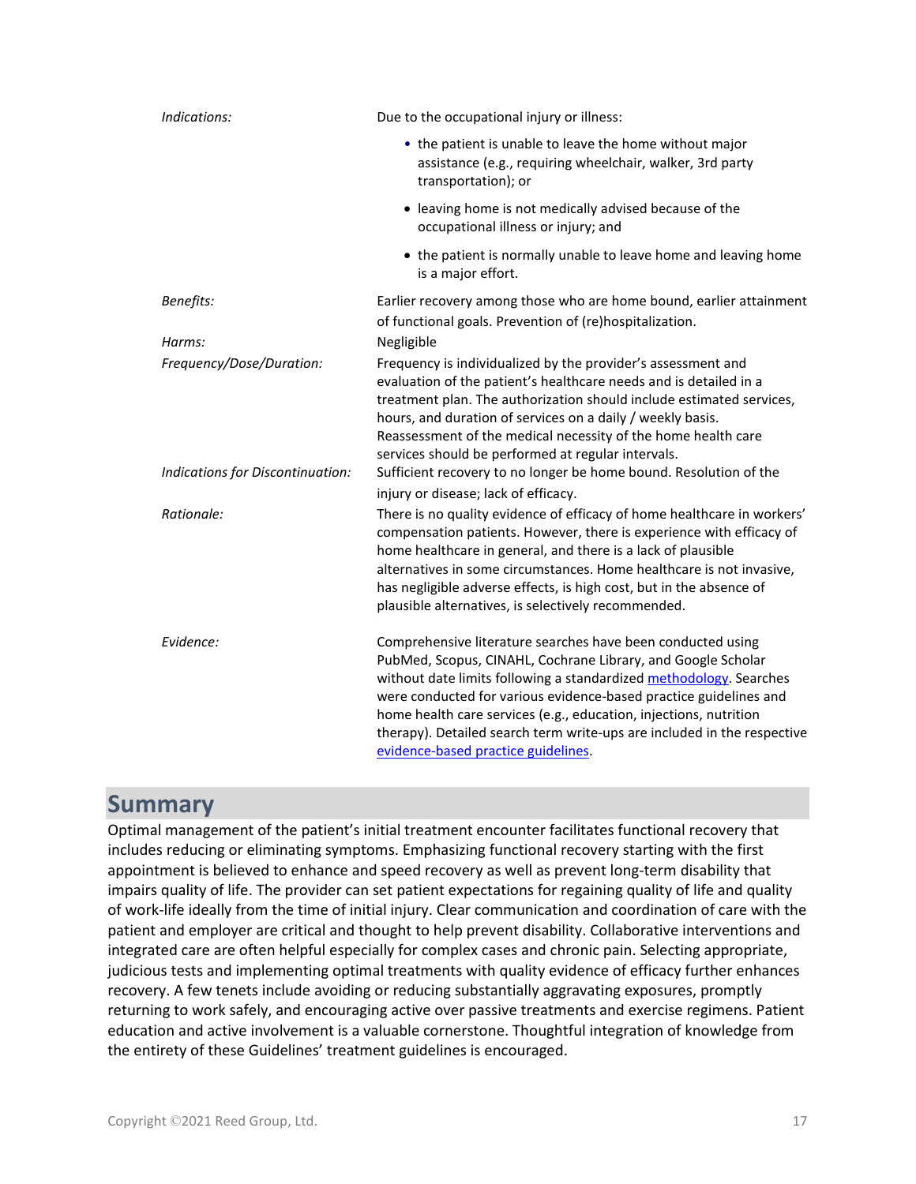| | |
|---|---|
| *Indications:* | Due to the occupational injury or illness:<br>• the patient is unable to leave the home without major assistance (e.g., requiring wheelchair, walker, 3rd party transportation); or<br>• leaving home is not medically advised because of the occupational illness or injury; and<br>• the patient is normally unable to leave home and leaving home is a major effort. |
| *Benefits:* | Earlier recovery among those who are home bound, earlier attainment of functional goals. Prevention of (re)hospitalization. |
| *Harms:* | Negligible |
| *Frequency/Dose/Duration:* | Frequency is individualized by the provider's assessment and evaluation of the patient's healthcare needs and is detailed in a treatment plan. The authorization should include estimated services, hours, and duration of services on a daily / weekly basis. Reassessment of the medical necessity of the home health care services should be performed at regular intervals. |
| *Indications for Discontinuation:* | Sufficient recovery to no longer be home bound. Resolution of the injury or disease; lack of efficacy. |
| *Rationale:* | There is no quality evidence of efficacy of home healthcare in workers' compensation patients. However, there is experience with efficacy of home healthcare in general, and there is a lack of plausible alternatives in some circumstances. Home healthcare is not invasive, has negligible adverse effects, is high cost, but in the absence of plausible alternatives, is selectively recommended. |
| *Evidence:* | Comprehensive literature searches have been conducted using PubMed, Scopus, CINAHL, Cochrane Library, and Google Scholar without date limits following a standardized methodology. Searches were conducted for various evidence-based practice guidelines and home health care services (e.g., education, injections, nutrition therapy). Detailed search term write-ups are included in the respective evidence-based practice guidelines. |

## Summary

Optimal management of the patient's initial treatment encounter facilitates functional recovery that includes reducing or eliminating symptoms. Emphasizing functional recovery starting with the first appointment is believed to enhance and speed recovery as well as prevent long-term disability that impairs quality of life. The provider can set patient expectations for regaining quality of life and quality of work-life ideally from the time of initial injury. Clear communication and coordination of care with the patient and employer are critical and thought to help prevent disability. Collaborative interventions and integrated care are often helpful especially for complex cases and chronic pain. Selecting appropriate, judicious tests and implementing optimal treatments with quality evidence of efficacy further enhances recovery. A few tenets include avoiding or reducing substantially aggravating exposures, promptly returning to work safely, and encouraging active over passive treatments and exercise regimens. Patient education and active involvement is a valuable cornerstone. Thoughtful integration of knowledge from the entirety of these Guidelines' treatment guidelines is encouraged.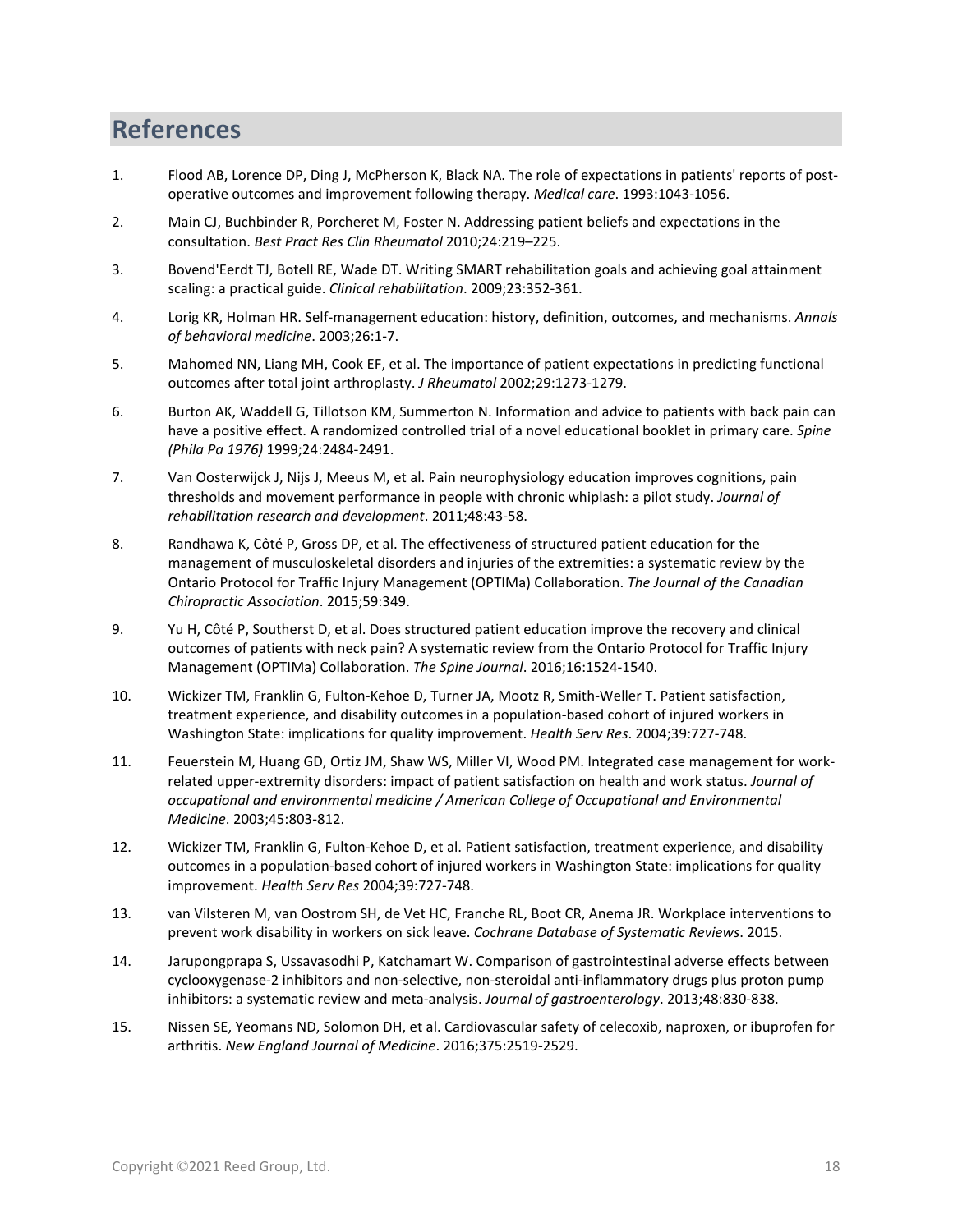## References

1. Flood AB, Lorence DP, Ding J, McPherson K, Black NA. The role of expectations in patients' reports of post-operative outcomes and improvement following therapy. *Medical care*. 1993:1043-1056.
2. Main CJ, Buchbinder R, Porcheret M, Foster N. Addressing patient beliefs and expectations in the consultation. *Best Pract Res Clin Rheumatol* 2010;24:219–225.
3. Bovend'Eerdt TJ, Botell RE, Wade DT. Writing SMART rehabilitation goals and achieving goal attainment scaling: a practical guide. *Clinical rehabilitation*. 2009;23:352-361.
4. Lorig KR, Holman HR. Self-management education: history, definition, outcomes, and mechanisms. *Annals of behavioral medicine*. 2003;26:1-7.
5. Mahomed NN, Liang MH, Cook EF, et al. The importance of patient expectations in predicting functional outcomes after total joint arthroplasty. *J Rheumatol* 2002;29:1273-1279.
6. Burton AK, Waddell G, Tillotson KM, Summerton N. Information and advice to patients with back pain can have a positive effect. A randomized controlled trial of a novel educational booklet in primary care. *Spine (Phila Pa 1976)* 1999;24:2484-2491.
7. Van Oosterwijck J, Nijs J, Meeus M, et al. Pain neurophysiology education improves cognitions, pain thresholds and movement performance in people with chronic whiplash: a pilot study. *Journal of rehabilitation research and development*. 2011;48:43-58.
8. Randhawa K, Côté P, Gross DP, et al. The effectiveness of structured patient education for the management of musculoskeletal disorders and injuries of the extremities: a systematic review by the Ontario Protocol for Traffic Injury Management (OPTIMa) Collaboration. *The Journal of the Canadian Chiropractic Association*. 2015;59:349.
9. Yu H, Côté P, Southerst D, et al. Does structured patient education improve the recovery and clinical outcomes of patients with neck pain? A systematic review from the Ontario Protocol for Traffic Injury Management (OPTIMa) Collaboration. *The Spine Journal*. 2016;16:1524-1540.
10. Wickizer TM, Franklin G, Fulton-Kehoe D, Turner JA, Mootz R, Smith-Weller T. Patient satisfaction, treatment experience, and disability outcomes in a population-based cohort of injured workers in Washington State: implications for quality improvement. *Health Serv Res*. 2004;39:727-748.
11. Feuerstein M, Huang GD, Ortiz JM, Shaw WS, Miller VI, Wood PM. Integrated case management for work-related upper-extremity disorders: impact of patient satisfaction on health and work status. *Journal of occupational and environmental medicine / American College of Occupational and Environmental Medicine*. 2003;45:803-812.
12. Wickizer TM, Franklin G, Fulton-Kehoe D, et al. Patient satisfaction, treatment experience, and disability outcomes in a population-based cohort of injured workers in Washington State: implications for quality improvement. *Health Serv Res* 2004;39:727-748.
13. van Vilsteren M, van Oostrom SH, de Vet HC, Franche RL, Boot CR, Anema JR. Workplace interventions to prevent work disability in workers on sick leave. *Cochrane Database of Systematic Reviews*. 2015.
14. Jarupongprapa S, Ussavasodhi P, Katchamart W. Comparison of gastrointestinal adverse effects between cyclooxygenase-2 inhibitors and non-selective, non-steroidal anti-inflammatory drugs plus proton pump inhibitors: a systematic review and meta-analysis. *Journal of gastroenterology*. 2013;48:830-838.
15. Nissen SE, Yeomans ND, Solomon DH, et al. Cardiovascular safety of celecoxib, naproxen, or ibuprofen for arthritis. *New England Journal of Medicine*. 2016;375:2519-2529.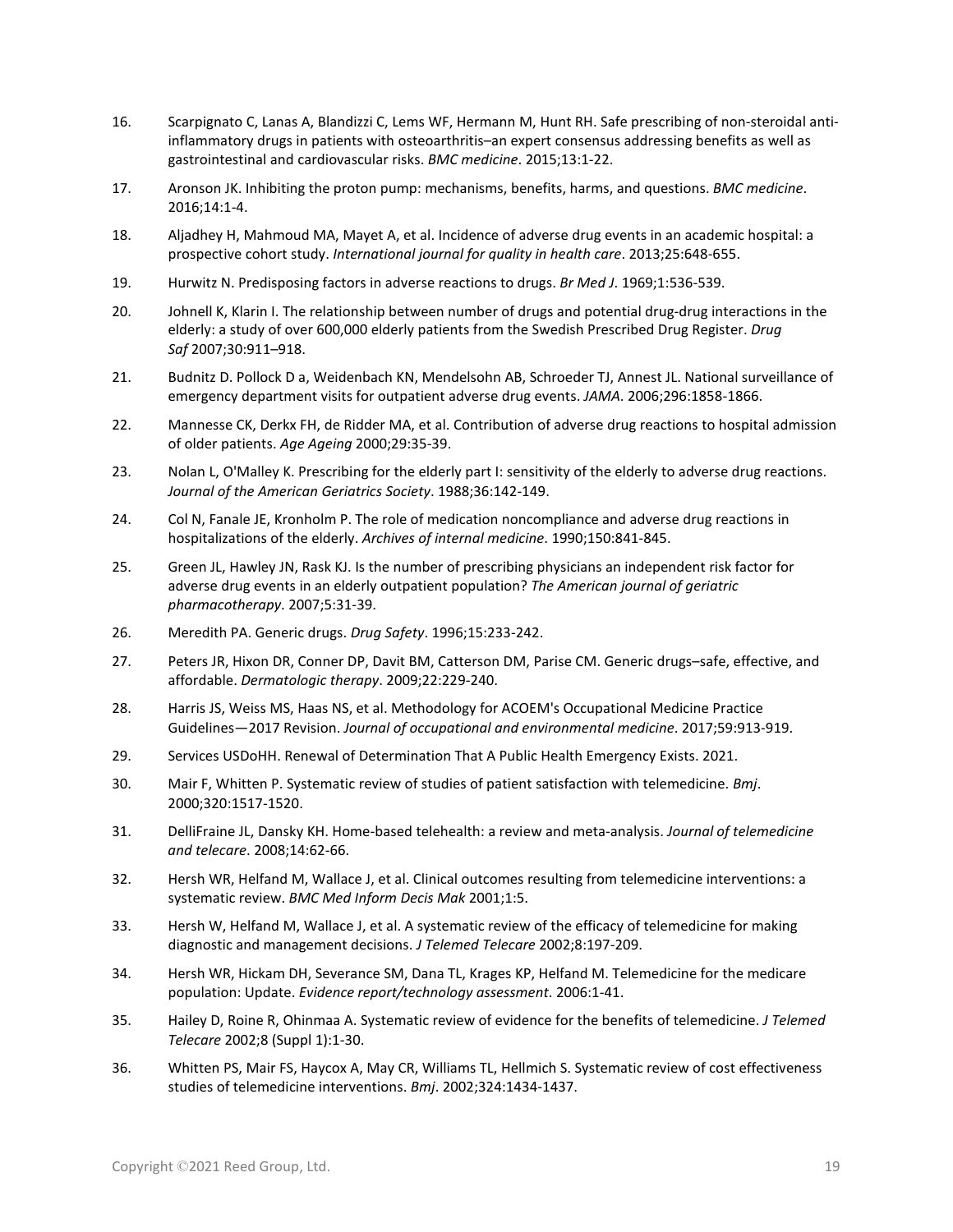16. Scarpignato C, Lanas A, Blandizzi C, Lems WF, Hermann M, Hunt RH. Safe prescribing of non-steroidal anti-inflammatory drugs in patients with osteoarthritis–an expert consensus addressing benefits as well as gastrointestinal and cardiovascular risks. *BMC medicine*. 2015;13:1-22.

17. Aronson JK. Inhibiting the proton pump: mechanisms, benefits, harms, and questions. *BMC medicine*. 2016;14:1-4.

18. Aljadhey H, Mahmoud MA, Mayet A, et al. Incidence of adverse drug events in an academic hospital: a prospective cohort study. *International journal for quality in health care*. 2013;25:648-655.

19. Hurwitz N. Predisposing factors in adverse reactions to drugs. *Br Med J*. 1969;1:536-539.

20. Johnell K, Klarin I. The relationship between number of drugs and potential drug-drug interactions in the elderly: a study of over 600,000 elderly patients from the Swedish Prescribed Drug Register. *Drug Saf* 2007;30:911–918.

21. Budnitz D. Pollock D a, Weidenbach KN, Mendelsohn AB, Schroeder TJ, Annest JL. National surveillance of emergency department visits for outpatient adverse drug events. *JAMA*. 2006;296:1858-1866.

22. Mannesse CK, Derkx FH, de Ridder MA, et al. Contribution of adverse drug reactions to hospital admission of older patients. *Age Ageing* 2000;29:35-39.

23. Nolan L, O'Malley K. Prescribing for the elderly part I: sensitivity of the elderly to adverse drug reactions. *Journal of the American Geriatrics Society*. 1988;36:142-149.

24. Col N, Fanale JE, Kronholm P. The role of medication noncompliance and adverse drug reactions in hospitalizations of the elderly. *Archives of internal medicine*. 1990;150:841-845.

25. Green JL, Hawley JN, Rask KJ. Is the number of prescribing physicians an independent risk factor for adverse drug events in an elderly outpatient population? *The American journal of geriatric pharmacotherapy*. 2007;5:31-39.

26. Meredith PA. Generic drugs. *Drug Safety*. 1996;15:233-242.

27. Peters JR, Hixon DR, Conner DP, Davit BM, Catterson DM, Parise CM. Generic drugs–safe, effective, and affordable. *Dermatologic therapy*. 2009;22:229-240.

28. Harris JS, Weiss MS, Haas NS, et al. Methodology for ACOEM's Occupational Medicine Practice Guidelines—2017 Revision. *Journal of occupational and environmental medicine*. 2017;59:913-919.

29. Services USDoHH. Renewal of Determination That A Public Health Emergency Exists. 2021.

30. Mair F, Whitten P. Systematic review of studies of patient satisfaction with telemedicine. *Bmj*. 2000;320:1517-1520.

31. DelliFraine JL, Dansky KH. Home-based telehealth: a review and meta-analysis. *Journal of telemedicine and telecare*. 2008;14:62-66.

32. Hersh WR, Helfand M, Wallace J, et al. Clinical outcomes resulting from telemedicine interventions: a systematic review. *BMC Med Inform Decis Mak* 2001;1:5.

33. Hersh W, Helfand M, Wallace J, et al. A systematic review of the efficacy of telemedicine for making diagnostic and management decisions. *J Telemed Telecare* 2002;8:197-209.

34. Hersh WR, Hickam DH, Severance SM, Dana TL, Krages KP, Helfand M. Telemedicine for the medicare population: Update. *Evidence report/technology assessment*. 2006:1-41.

35. Hailey D, Roine R, Ohinmaa A. Systematic review of evidence for the benefits of telemedicine. *J Telemed Telecare* 2002;8 (Suppl 1):1-30.

36. Whitten PS, Mair FS, Haycox A, May CR, Williams TL, Hellmich S. Systematic review of cost effectiveness studies of telemedicine interventions. *Bmj*. 2002;324:1434-1437.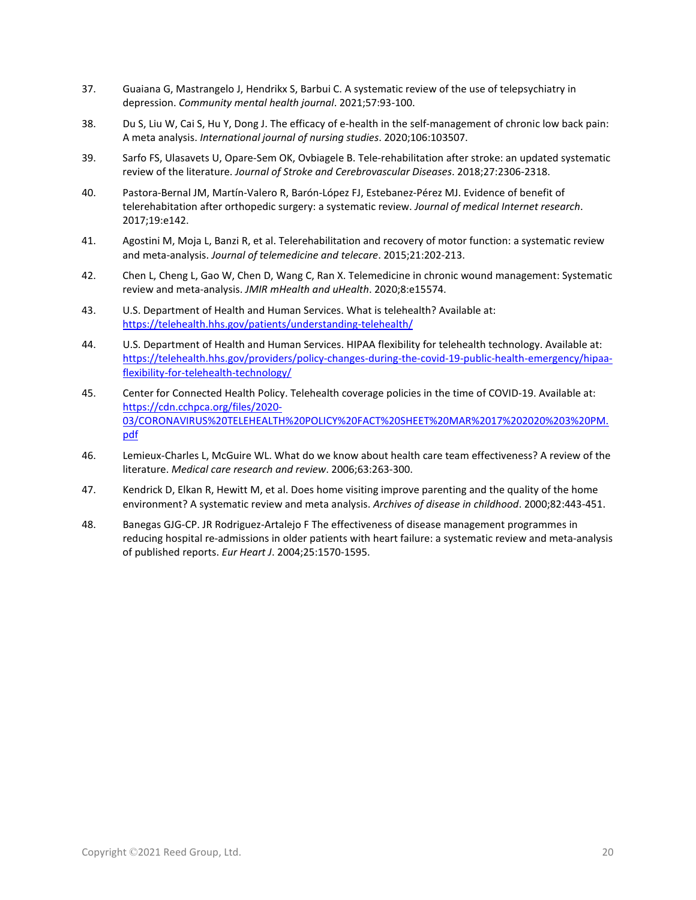37. Guaiana G, Mastrangelo J, Hendrikx S, Barbui C. A systematic review of the use of telepsychiatry in depression. *Community mental health journal*. 2021;57:93-100.

38. Du S, Liu W, Cai S, Hu Y, Dong J. The efficacy of e-health in the self-management of chronic low back pain: A meta analysis. *International journal of nursing studies*. 2020;106:103507.

39. Sarfo FS, Ulasavets U, Opare-Sem OK, Ovbiagele B. Tele-rehabilitation after stroke: an updated systematic review of the literature. *Journal of Stroke and Cerebrovascular Diseases*. 2018;27:2306-2318.

40. Pastora-Bernal JM, Martín-Valero R, Barón-López FJ, Estebanez-Pérez MJ. Evidence of benefit of telerehabitation after orthopedic surgery: a systematic review. *Journal of medical Internet research*. 2017;19:e142.

41. Agostini M, Moja L, Banzi R, et al. Telerehabilitation and recovery of motor function: a systematic review and meta-analysis. *Journal of telemedicine and telecare*. 2015;21:202-213.

42. Chen L, Cheng L, Gao W, Chen D, Wang C, Ran X. Telemedicine in chronic wound management: Systematic review and meta-analysis. *JMIR mHealth and uHealth*. 2020;8:e15574.

43. U.S. Department of Health and Human Services. What is telehealth? Available at: https://telehealth.hhs.gov/patients/understanding-telehealth/

44. U.S. Department of Health and Human Services. HIPAA flexibility for telehealth technology. Available at: https://telehealth.hhs.gov/providers/policy-changes-during-the-covid-19-public-health-emergency/hipaa-flexibility-for-telehealth-technology/

45. Center for Connected Health Policy. Telehealth coverage policies in the time of COVID-19. Available at: https://cdn.cchpca.org/files/2020-03/CORONAVIRUS%20TELEHEALTH%20POLICY%20FACT%20SHEET%20MAR%2017%202020%203%20PM.pdf

46. Lemieux-Charles L, McGuire WL. What do we know about health care team effectiveness? A review of the literature. *Medical care research and review*. 2006;63:263-300.

47. Kendrick D, Elkan R, Hewitt M, et al. Does home visiting improve parenting and the quality of the home environment? A systematic review and meta analysis. *Archives of disease in childhood*. 2000;82:443-451.

48. Banegas GJG-CP. JR Rodriguez-Artalejo F The effectiveness of disease management programmes in reducing hospital re-admissions in older patients with heart failure: a systematic review and meta-analysis of published reports. *Eur Heart J*. 2004;25:1570-1595.